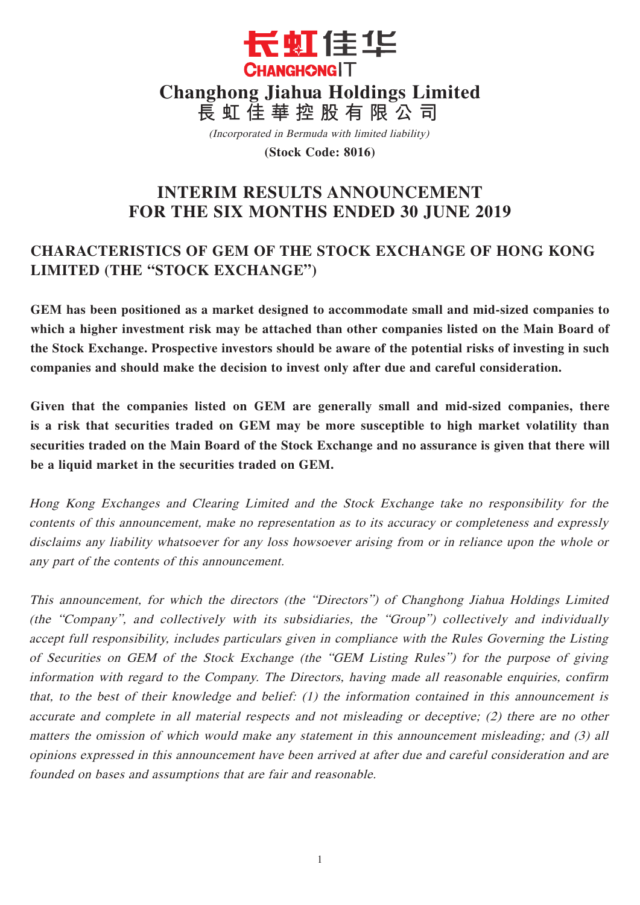长虹佳华
CHANGHONGIT

# Changhong Jiahua Holdings Limited
# 長虹佳華控股有限公司

*(Incorporated in Bermuda with limited liability)*

**(Stock Code: 8016)**

# INTERIM RESULTS ANNOUNCEMENT FOR THE SIX MONTHS ENDED 30 JUNE 2019

## CHARACTERISTICS OF GEM OF THE STOCK EXCHANGE OF HONG KONG LIMITED (THE "STOCK EXCHANGE")

**GEM has been positioned as a market designed to accommodate small and mid-sized companies to which a higher investment risk may be attached than other companies listed on the Main Board of the Stock Exchange. Prospective investors should be aware of the potential risks of investing in such companies and should make the decision to invest only after due and careful consideration.**

**Given that the companies listed on GEM are generally small and mid-sized companies, there is a risk that securities traded on GEM may be more susceptible to high market volatility than securities traded on the Main Board of the Stock Exchange and no assurance is given that there will be a liquid market in the securities traded on GEM.**

*Hong Kong Exchanges and Clearing Limited and the Stock Exchange take no responsibility for the contents of this announcement, make no representation as to its accuracy or completeness and expressly disclaims any liability whatsoever for any loss howsoever arising from or in reliance upon the whole or any part of the contents of this announcement.*

*This announcement, for which the directors (the "Directors") of Changhong Jiahua Holdings Limited (the "Company", and collectively with its subsidiaries, the "Group") collectively and individually accept full responsibility, includes particulars given in compliance with the Rules Governing the Listing of Securities on GEM of the Stock Exchange (the "GEM Listing Rules") for the purpose of giving information with regard to the Company. The Directors, having made all reasonable enquiries, confirm that, to the best of their knowledge and belief: (1) the information contained in this announcement is accurate and complete in all material respects and not misleading or deceptive; (2) there are no other matters the omission of which would make any statement in this announcement misleading; and (3) all opinions expressed in this announcement have been arrived at after due and careful consideration and are founded on bases and assumptions that are fair and reasonable.*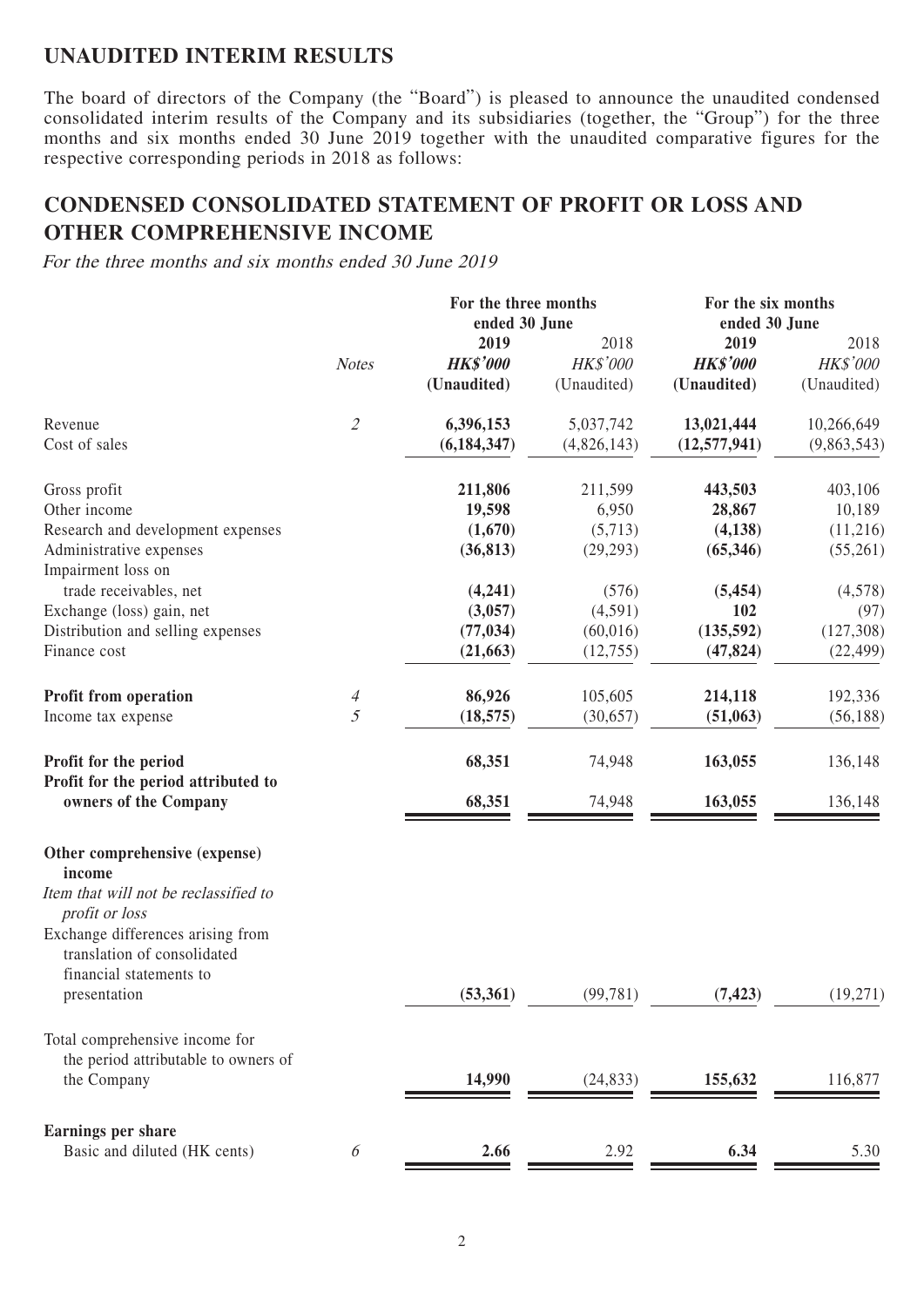## UNAUDITED INTERIM RESULTS

The board of directors of the Company (the "Board") is pleased to announce the unaudited condensed consolidated interim results of the Company and its subsidiaries (together, the "Group") for the three months and six months ended 30 June 2019 together with the unaudited comparative figures for the respective corresponding periods in 2018 as follows:

## CONDENSED CONSOLIDATED STATEMENT OF PROFIT OR LOSS AND OTHER COMPREHENSIVE INCOME

*For the three months and six months ended 30 June 2019*

| | Notes | For the three months ended 30 June | | For the six months ended 30 June | |
|---|---|---|---|---|---|
| | | **2019** | 2018 | **2019** | 2018 |
| | | ***HK$'000*** | *HK$'000* | ***HK$'000*** | *HK$'000* |
| | | **(Unaudited)** | (Unaudited) | **(Unaudited)** | (Unaudited) |
| Revenue | *2* | **6,396,153** | 5,037,742 | **13,021,444** | 10,266,649 |
| Cost of sales | | **(6,184,347)** | (4,826,143) | **(12,577,941)** | (9,863,543) |
| Gross profit | | **211,806** | 211,599 | **443,503** | 403,106 |
| Other income | | **19,598** | 6,950 | **28,867** | 10,189 |
| Research and development expenses | | **(1,670)** | (5,713) | **(4,138)** | (11,216) |
| Administrative expenses | | **(36,813)** | (29,293) | **(65,346)** | (55,261) |
| Impairment loss on trade receivables, net | | **(4,241)** | (576) | **(5,454)** | (4,578) |
| Exchange (loss) gain, net | | **(3,057)** | (4,591) | **102** | (97) |
| Distribution and selling expenses | | **(77,034)** | (60,016) | **(135,592)** | (127,308) |
| Finance cost | | **(21,663)** | (12,755) | **(47,824)** | (22,499) |
| **Profit from operation** | *4* | **86,926** | 105,605 | **214,118** | 192,336 |
| Income tax expense | *5* | **(18,575)** | (30,657) | **(51,063)** | (56,188) |
| **Profit for the period** | | **68,351** | 74,948 | **163,055** | 136,148 |
| **Profit for the period attributed to owners of the Company** | | **68,351** | 74,948 | **163,055** | 136,148 |
| **Other comprehensive (expense) income** | | | | | |
| *Item that will not be reclassified to profit or loss* | | | | | |
| Exchange differences arising from translation of consolidated financial statements to presentation | | **(53,361)** | (99,781) | **(7,423)** | (19,271) |
| Total comprehensive income for the period attributable to owners of the Company | | **14,990** | (24,833) | **155,632** | 116,877 |
| **Earnings per share** | | | | | |
| Basic and diluted (HK cents) | *6* | **2.66** | 2.92 | **6.34** | 5.30 |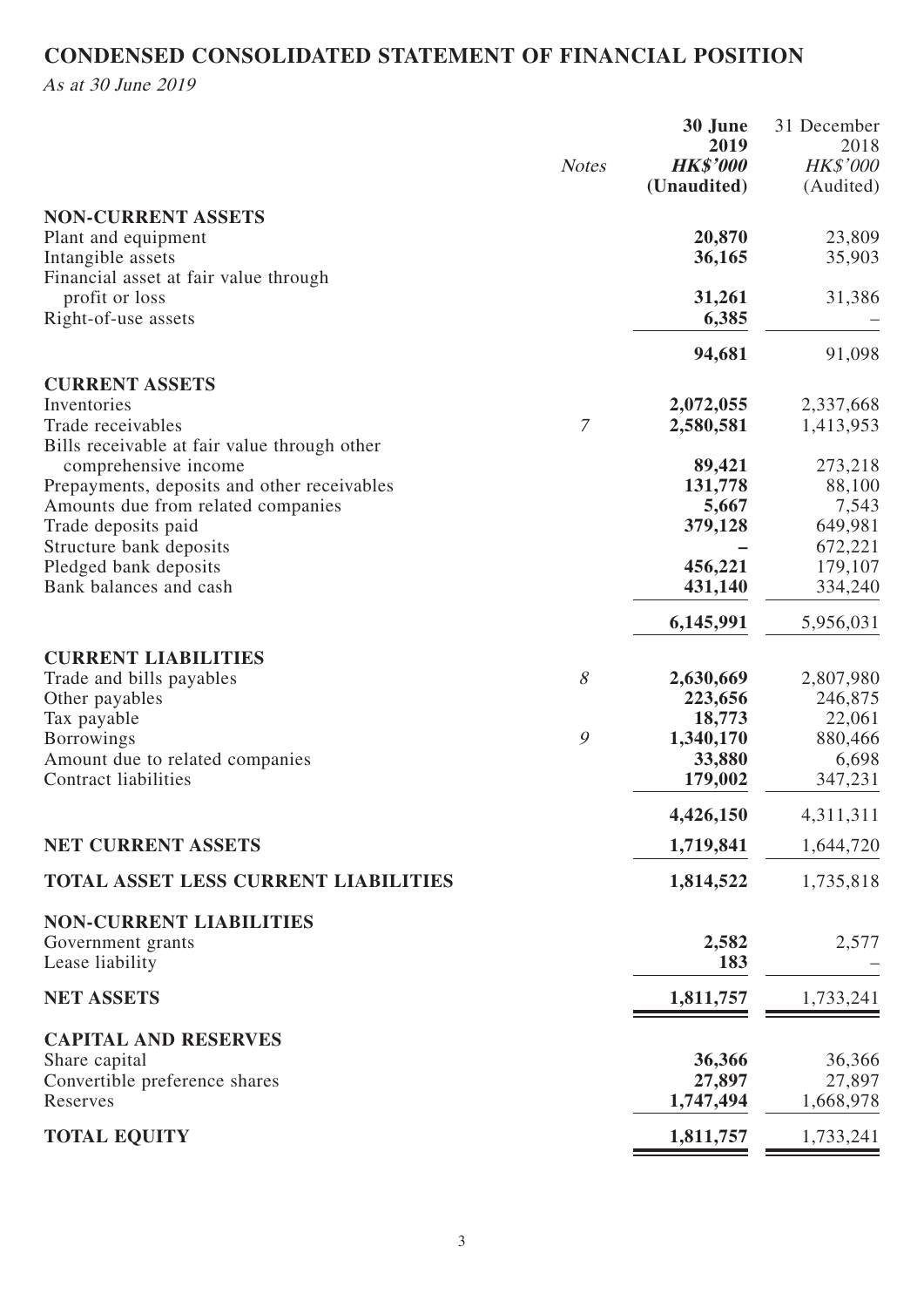# CONDENSED CONSOLIDATED STATEMENT OF FINANCIAL POSITION

*As at 30 June 2019*

| | Notes | 30 June 2019 HK$'000 (Unaudited) | 31 December 2018 HK$'000 (Audited) |
|---|---|---|---|
| **NON-CURRENT ASSETS** | | | |
| Plant and equipment | | **20,870** | 23,809 |
| Intangible assets | | **36,165** | 35,903 |
| Financial asset at fair value through profit or loss | | **31,261** | 31,386 |
| Right-of-use assets | | **6,385** | – |
| | | **94,681** | 91,098 |
| **CURRENT ASSETS** | | | |
| Inventories | | **2,072,055** | 2,337,668 |
| Trade receivables | 7 | **2,580,581** | 1,413,953 |
| Bills receivable at fair value through other comprehensive income | | **89,421** | 273,218 |
| Prepayments, deposits and other receivables | | **131,778** | 88,100 |
| Amounts due from related companies | | **5,667** | 7,543 |
| Trade deposits paid | | **379,128** | 649,981 |
| Structure bank deposits | | **–** | 672,221 |
| Pledged bank deposits | | **456,221** | 179,107 |
| Bank balances and cash | | **431,140** | 334,240 |
| | | **6,145,991** | 5,956,031 |
| **CURRENT LIABILITIES** | | | |
| Trade and bills payables | 8 | **2,630,669** | 2,807,980 |
| Other payables | | **223,656** | 246,875 |
| Tax payable | | **18,773** | 22,061 |
| Borrowings | 9 | **1,340,170** | 880,466 |
| Amount due to related companies | | **33,880** | 6,698 |
| Contract liabilities | | **179,002** | 347,231 |
| | | **4,426,150** | 4,311,311 |
| **NET CURRENT ASSETS** | | **1,719,841** | 1,644,720 |
| **TOTAL ASSET LESS CURRENT LIABILITIES** | | **1,814,522** | 1,735,818 |
| **NON-CURRENT LIABILITIES** | | | |
| Government grants | | **2,582** | 2,577 |
| Lease liability | | **183** | – |
| **NET ASSETS** | | **1,811,757** | 1,733,241 |
| **CAPITAL AND RESERVES** | | | |
| Share capital | | **36,366** | 36,366 |
| Convertible preference shares | | **27,897** | 27,897 |
| Reserves | | **1,747,494** | 1,668,978 |
| **TOTAL EQUITY** | | **1,811,757** | 1,733,241 |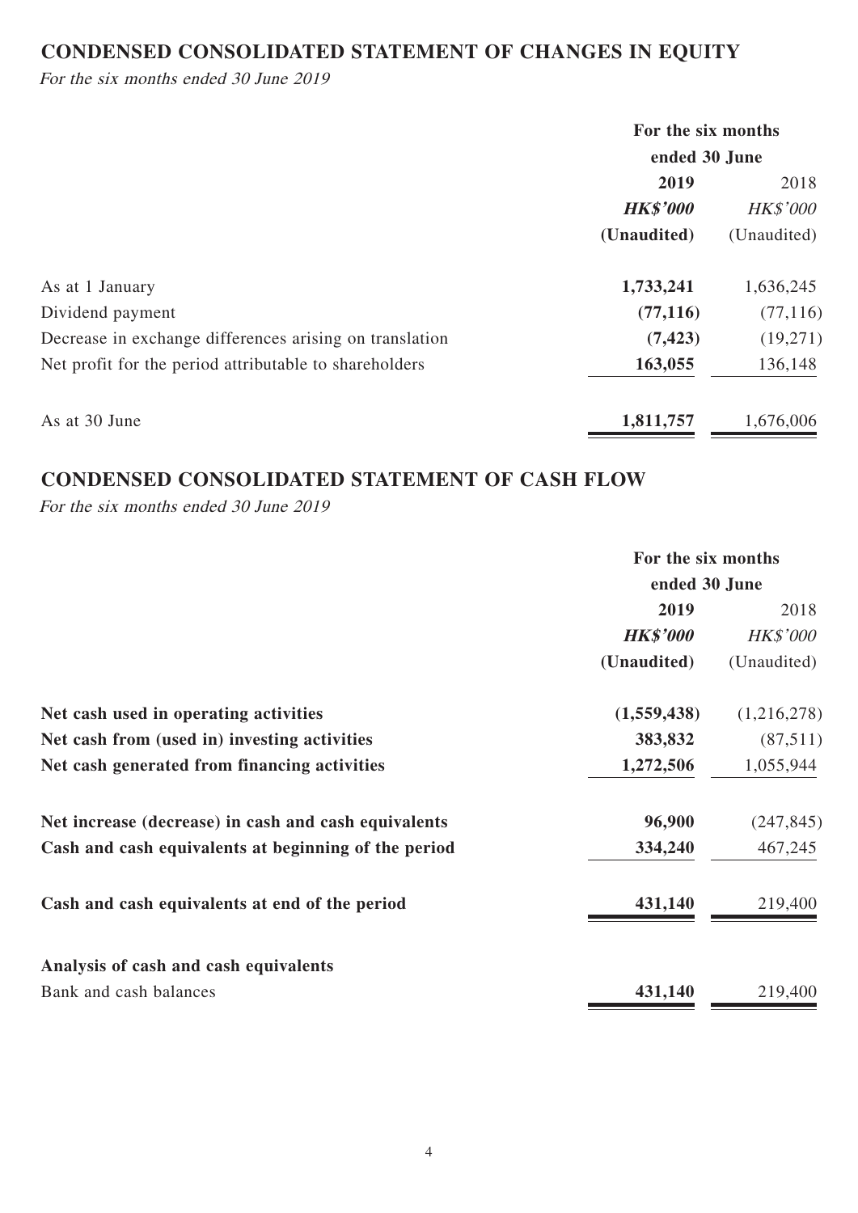## CONDENSED CONSOLIDATED STATEMENT OF CHANGES IN EQUITY

*For the six months ended 30 June 2019*

| | For the six months ended 30 June | |
|---|---|---|
| | **2019** | 2018 |
| | ***HK$'000*** | *HK$'000* |
| | **(Unaudited)** | (Unaudited) |
| As at 1 January | **1,733,241** | 1,636,245 |
| Dividend payment | **(77,116)** | (77,116) |
| Decrease in exchange differences arising on translation | **(7,423)** | (19,271) |
| Net profit for the period attributable to shareholders | **163,055** | 136,148 |
| As at 30 June | **1,811,757** | 1,676,006 |

## CONDENSED CONSOLIDATED STATEMENT OF CASH FLOW

*For the six months ended 30 June 2019*

| | For the six months ended 30 June | |
|---|---|---|
| | **2019** | 2018 |
| | ***HK$'000*** | *HK$'000* |
| | **(Unaudited)** | (Unaudited) |
| **Net cash used in operating activities** | **(1,559,438)** | (1,216,278) |
| **Net cash from (used in) investing activities** | **383,832** | (87,511) |
| **Net cash generated from financing activities** | **1,272,506** | 1,055,944 |
| **Net increase (decrease) in cash and cash equivalents** | **96,900** | (247,845) |
| **Cash and cash equivalents at beginning of the period** | **334,240** | 467,245 |
| **Cash and cash equivalents at end of the period** | **431,140** | 219,400 |
| **Analysis of cash and cash equivalents** | | |
| Bank and cash balances | **431,140** | 219,400 |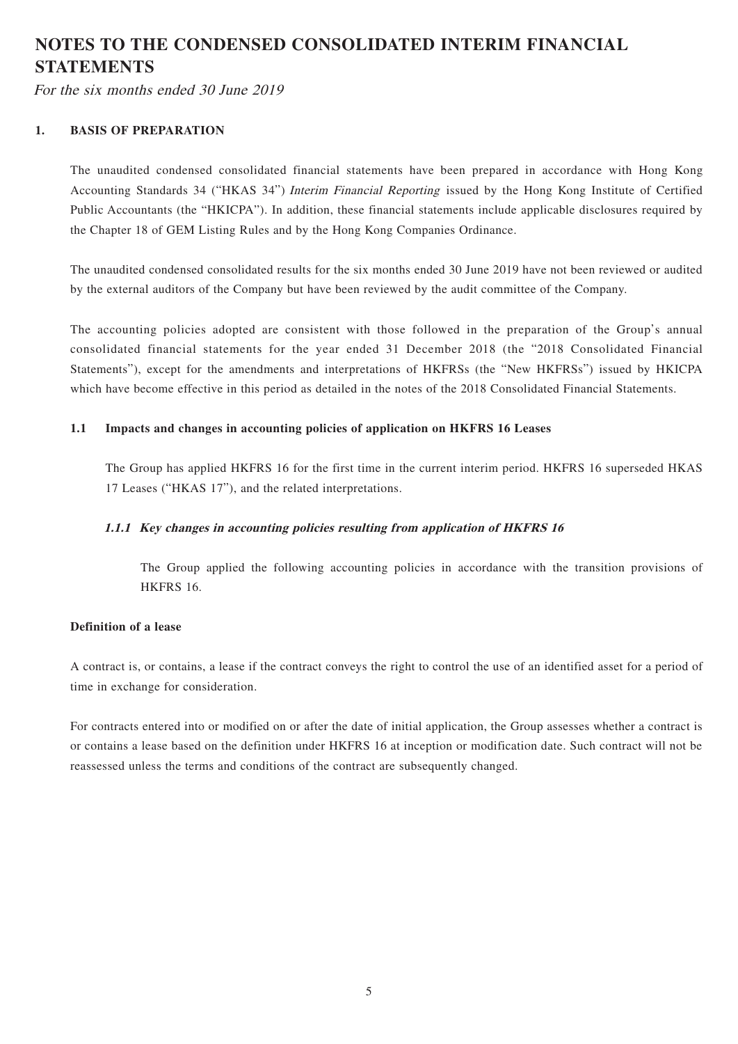# NOTES TO THE CONDENSED CONSOLIDATED INTERIM FINANCIAL STATEMENTS

*For the six months ended 30 June 2019*

## 1. BASIS OF PREPARATION

The unaudited condensed consolidated financial statements have been prepared in accordance with Hong Kong Accounting Standards 34 ("HKAS 34") *Interim Financial Reporting* issued by the Hong Kong Institute of Certified Public Accountants (the "HKICPA"). In addition, these financial statements include applicable disclosures required by the Chapter 18 of GEM Listing Rules and by the Hong Kong Companies Ordinance.

The unaudited condensed consolidated results for the six months ended 30 June 2019 have not been reviewed or audited by the external auditors of the Company but have been reviewed by the audit committee of the Company.

The accounting policies adopted are consistent with those followed in the preparation of the Group's annual consolidated financial statements for the year ended 31 December 2018 (the "2018 Consolidated Financial Statements"), except for the amendments and interpretations of HKFRSs (the "New HKFRSs") issued by HKICPA which have become effective in this period as detailed in the notes of the 2018 Consolidated Financial Statements.

### 1.1 Impacts and changes in accounting policies of application on HKFRS 16 Leases

The Group has applied HKFRS 16 for the first time in the current interim period. HKFRS 16 superseded HKAS 17 Leases ("HKAS 17"), and the related interpretations.

#### *1.1.1 Key changes in accounting policies resulting from application of HKFRS 16*

The Group applied the following accounting policies in accordance with the transition provisions of HKFRS 16.

**Definition of a lease**

A contract is, or contains, a lease if the contract conveys the right to control the use of an identified asset for a period of time in exchange for consideration.

For contracts entered into or modified on or after the date of initial application, the Group assesses whether a contract is or contains a lease based on the definition under HKFRS 16 at inception or modification date. Such contract will not be reassessed unless the terms and conditions of the contract are subsequently changed.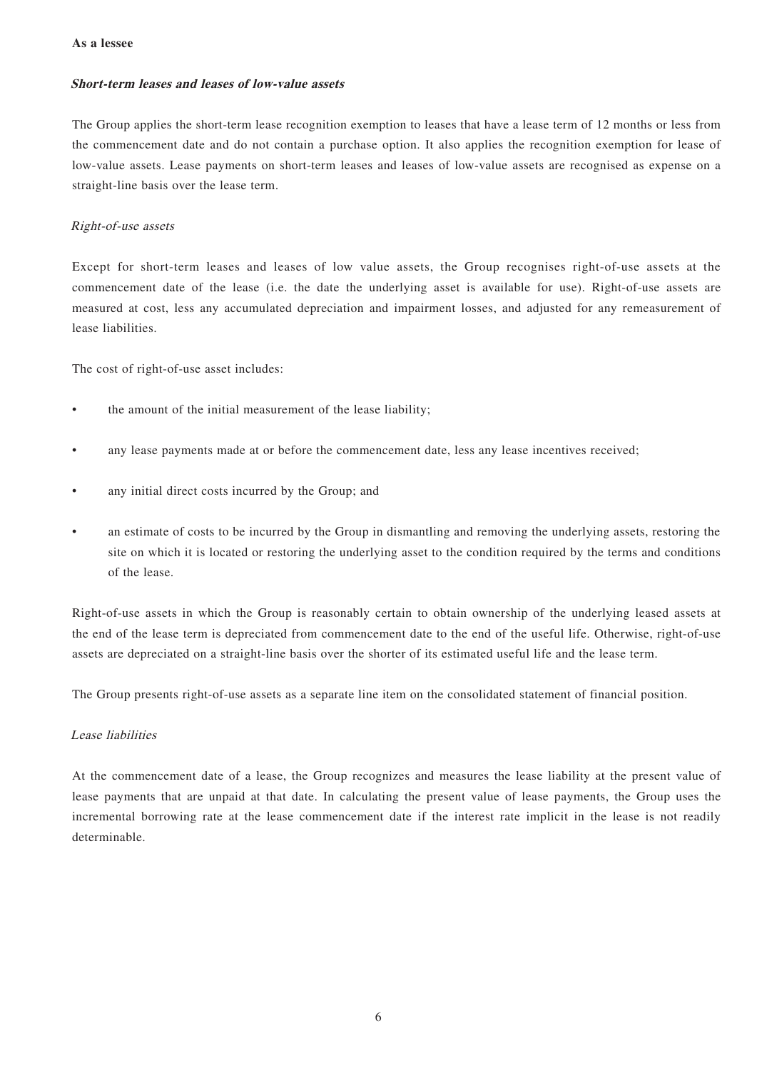**As a lessee**

***Short-term leases and leases of low-value assets***

The Group applies the short-term lease recognition exemption to leases that have a lease term of 12 months or less from the commencement date and do not contain a purchase option. It also applies the recognition exemption for lease of low-value assets. Lease payments on short-term leases and leases of low-value assets are recognised as expense on a straight-line basis over the lease term.

*Right-of-use assets*

Except for short-term leases and leases of low value assets, the Group recognises right-of-use assets at the commencement date of the lease (i.e. the date the underlying asset is available for use). Right-of-use assets are measured at cost, less any accumulated depreciation and impairment losses, and adjusted for any remeasurement of lease liabilities.

The cost of right-of-use asset includes:

- the amount of the initial measurement of the lease liability;
- any lease payments made at or before the commencement date, less any lease incentives received;
- any initial direct costs incurred by the Group; and
- an estimate of costs to be incurred by the Group in dismantling and removing the underlying assets, restoring the site on which it is located or restoring the underlying asset to the condition required by the terms and conditions of the lease.

Right-of-use assets in which the Group is reasonably certain to obtain ownership of the underlying leased assets at the end of the lease term is depreciated from commencement date to the end of the useful life. Otherwise, right-of-use assets are depreciated on a straight-line basis over the shorter of its estimated useful life and the lease term.

The Group presents right-of-use assets as a separate line item on the consolidated statement of financial position.

*Lease liabilities*

At the commencement date of a lease, the Group recognizes and measures the lease liability at the present value of lease payments that are unpaid at that date. In calculating the present value of lease payments, the Group uses the incremental borrowing rate at the lease commencement date if the interest rate implicit in the lease is not readily determinable.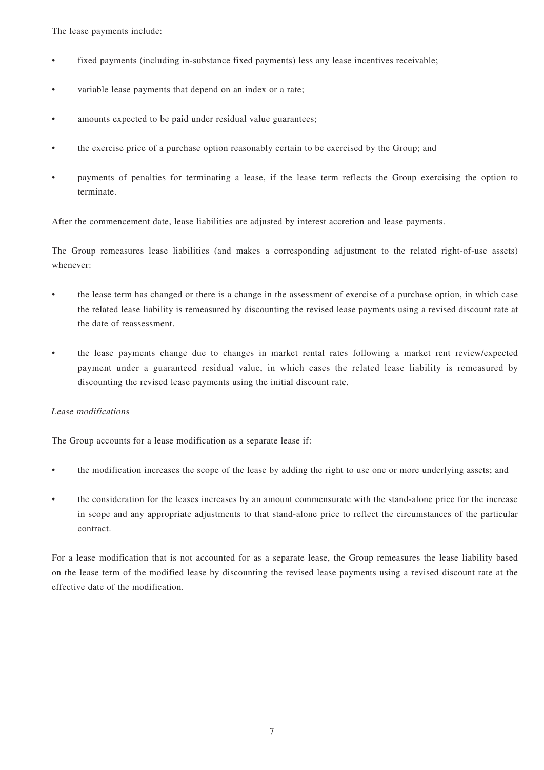The lease payments include:

- fixed payments (including in-substance fixed payments) less any lease incentives receivable;
- variable lease payments that depend on an index or a rate;
- amounts expected to be paid under residual value guarantees;
- the exercise price of a purchase option reasonably certain to be exercised by the Group; and
- payments of penalties for terminating a lease, if the lease term reflects the Group exercising the option to terminate.

After the commencement date, lease liabilities are adjusted by interest accretion and lease payments.

The Group remeasures lease liabilities (and makes a corresponding adjustment to the related right-of-use assets) whenever:

- the lease term has changed or there is a change in the assessment of exercise of a purchase option, in which case the related lease liability is remeasured by discounting the revised lease payments using a revised discount rate at the date of reassessment.
- the lease payments change due to changes in market rental rates following a market rent review/expected payment under a guaranteed residual value, in which cases the related lease liability is remeasured by discounting the revised lease payments using the initial discount rate.

*Lease modifications*

The Group accounts for a lease modification as a separate lease if:

- the modification increases the scope of the lease by adding the right to use one or more underlying assets; and
- the consideration for the leases increases by an amount commensurate with the stand-alone price for the increase in scope and any appropriate adjustments to that stand-alone price to reflect the circumstances of the particular contract.

For a lease modification that is not accounted for as a separate lease, the Group remeasures the lease liability based on the lease term of the modified lease by discounting the revised lease payments using a revised discount rate at the effective date of the modification.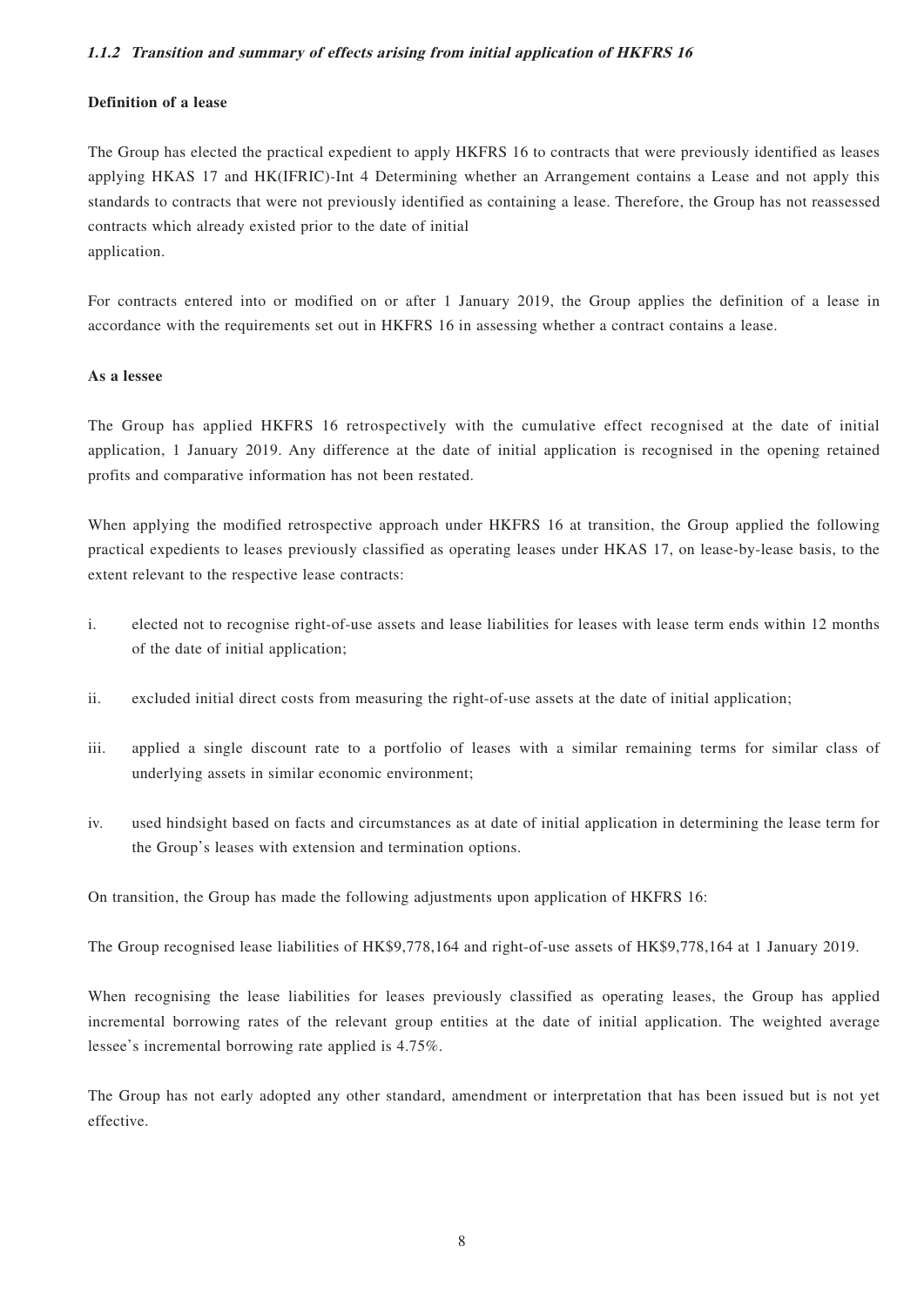#### *1.1.2 Transition and summary of effects arising from initial application of HKFRS 16*

**Definition of a lease**

The Group has elected the practical expedient to apply HKFRS 16 to contracts that were previously identified as leases applying HKAS 17 and HK(IFRIC)-Int 4 Determining whether an Arrangement contains a Lease and not apply this standards to contracts that were not previously identified as containing a lease. Therefore, the Group has not reassessed contracts which already existed prior to the date of initial application.

For contracts entered into or modified on or after 1 January 2019, the Group applies the definition of a lease in accordance with the requirements set out in HKFRS 16 in assessing whether a contract contains a lease.

**As a lessee**

The Group has applied HKFRS 16 retrospectively with the cumulative effect recognised at the date of initial application, 1 January 2019. Any difference at the date of initial application is recognised in the opening retained profits and comparative information has not been restated.

When applying the modified retrospective approach under HKFRS 16 at transition, the Group applied the following practical expedients to leases previously classified as operating leases under HKAS 17, on lease-by-lease basis, to the extent relevant to the respective lease contracts:

i. elected not to recognise right-of-use assets and lease liabilities for leases with lease term ends within 12 months of the date of initial application;

ii. excluded initial direct costs from measuring the right-of-use assets at the date of initial application;

iii. applied a single discount rate to a portfolio of leases with a similar remaining terms for similar class of underlying assets in similar economic environment;

iv. used hindsight based on facts and circumstances as at date of initial application in determining the lease term for the Group's leases with extension and termination options.

On transition, the Group has made the following adjustments upon application of HKFRS 16:

The Group recognised lease liabilities of HK$9,778,164 and right-of-use assets of HK$9,778,164 at 1 January 2019.

When recognising the lease liabilities for leases previously classified as operating leases, the Group has applied incremental borrowing rates of the relevant group entities at the date of initial application. The weighted average lessee's incremental borrowing rate applied is 4.75%.

The Group has not early adopted any other standard, amendment or interpretation that has been issued but is not yet effective.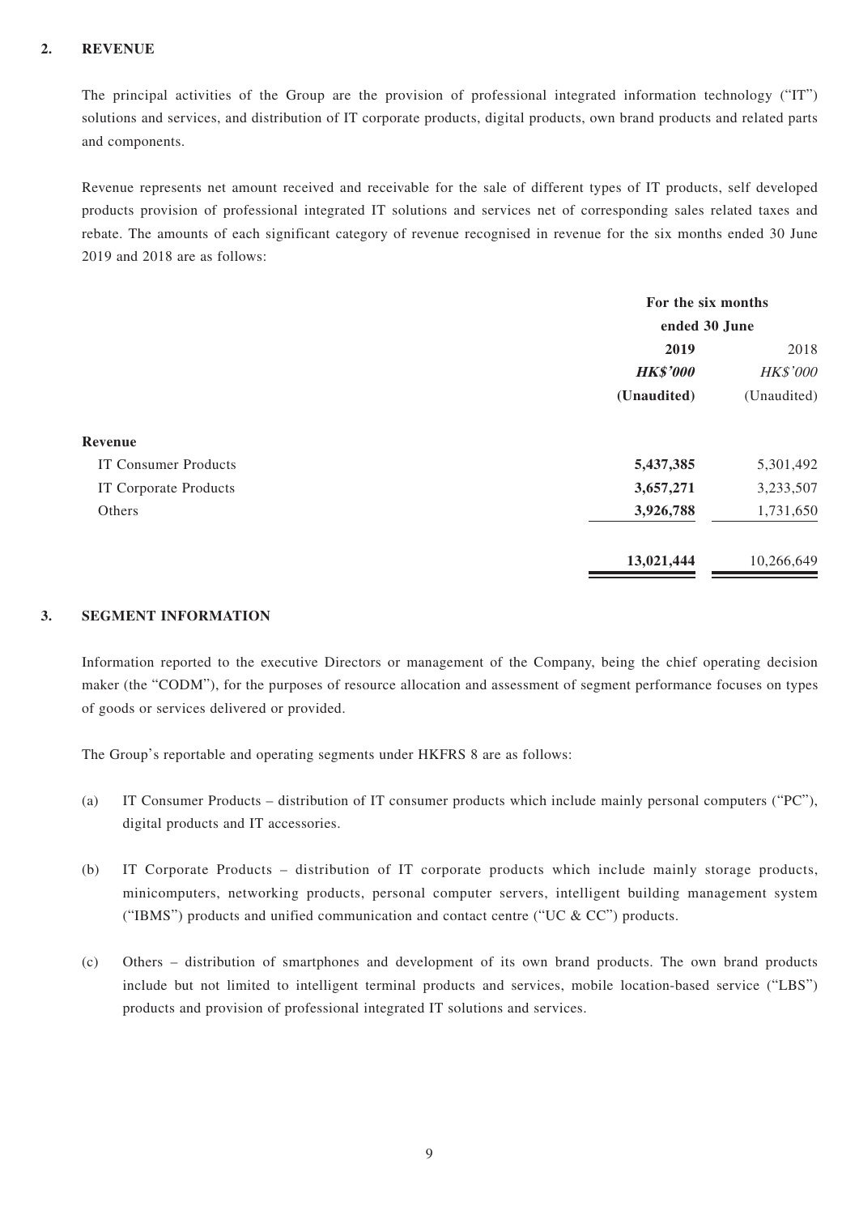## 2. REVENUE

The principal activities of the Group are the provision of professional integrated information technology ("IT") solutions and services, and distribution of IT corporate products, digital products, own brand products and related parts and components.

Revenue represents net amount received and receivable for the sale of different types of IT products, self developed products provision of professional integrated IT solutions and services net of corresponding sales related taxes and rebate. The amounts of each significant category of revenue recognised in revenue for the six months ended 30 June 2019 and 2018 are as follows:

| | For the six months ended 30 June | |
|---|---|---|
| | **2019** | 2018 |
| | ***HK$'000*** | *HK$'000* |
| | **(Unaudited)** | (Unaudited) |
| **Revenue** | | |
| IT Consumer Products | **5,437,385** | 5,301,492 |
| IT Corporate Products | **3,657,271** | 3,233,507 |
| Others | **3,926,788** | 1,731,650 |
| | **13,021,444** | 10,266,649 |

## 3. SEGMENT INFORMATION

Information reported to the executive Directors or management of the Company, being the chief operating decision maker (the "CODM"), for the purposes of resource allocation and assessment of segment performance focuses on types of goods or services delivered or provided.

The Group's reportable and operating segments under HKFRS 8 are as follows:

(a) IT Consumer Products – distribution of IT consumer products which include mainly personal computers ("PC"), digital products and IT accessories.

(b) IT Corporate Products – distribution of IT corporate products which include mainly storage products, minicomputers, networking products, personal computer servers, intelligent building management system ("IBMS") products and unified communication and contact centre ("UC & CC") products.

(c) Others – distribution of smartphones and development of its own brand products. The own brand products include but not limited to intelligent terminal products and services, mobile location-based service ("LBS") products and provision of professional integrated IT solutions and services.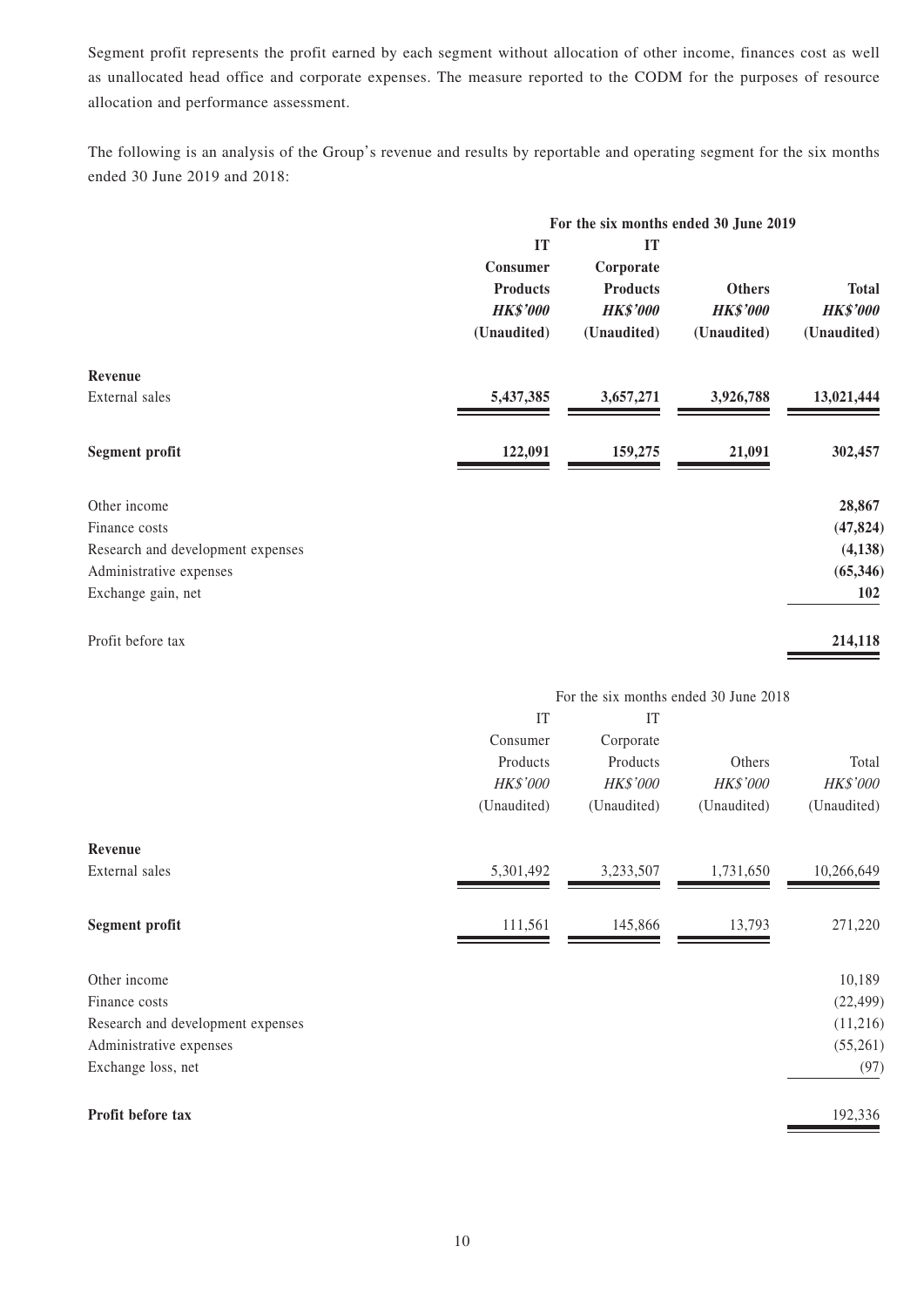Segment profit represents the profit earned by each segment without allocation of other income, finances cost as well as unallocated head office and corporate expenses. The measure reported to the CODM for the purposes of resource allocation and performance assessment.

The following is an analysis of the Group's revenue and results by reportable and operating segment for the six months ended 30 June 2019 and 2018:

| | **For the six months ended 30 June 2019** | | | |
|---|---|---|---|---|
| | **IT Consumer Products** | **IT Corporate Products** | **Others** | **Total** |
| | ***HK$'000*** | ***HK$'000*** | ***HK$'000*** | ***HK$'000*** |
| | **(Unaudited)** | **(Unaudited)** | **(Unaudited)** | **(Unaudited)** |
| **Revenue** | | | | |
| External sales | **5,437,385** | **3,657,271** | **3,926,788** | **13,021,444** |
| **Segment profit** | **122,091** | **159,275** | **21,091** | **302,457** |
| Other income | | | | **28,867** |
| Finance costs | | | | **(47,824)** |
| Research and development expenses | | | | **(4,138)** |
| Administrative expenses | | | | **(65,346)** |
| Exchange gain, net | | | | **102** |
| Profit before tax | | | | **214,118** |

| | For the six months ended 30 June 2018 | | | |
|---|---|---|---|---|
| | IT Consumer Products | IT Corporate Products | Others | Total |
| | *HK$'000* | *HK$'000* | *HK$'000* | *HK$'000* |
| | (Unaudited) | (Unaudited) | (Unaudited) | (Unaudited) |
| **Revenue** | | | | |
| External sales | 5,301,492 | 3,233,507 | 1,731,650 | 10,266,649 |
| **Segment profit** | 111,561 | 145,866 | 13,793 | 271,220 |
| Other income | | | | 10,189 |
| Finance costs | | | | (22,499) |
| Research and development expenses | | | | (11,216) |
| Administrative expenses | | | | (55,261) |
| Exchange loss, net | | | | (97) |
| **Profit before tax** | | | | 192,336 |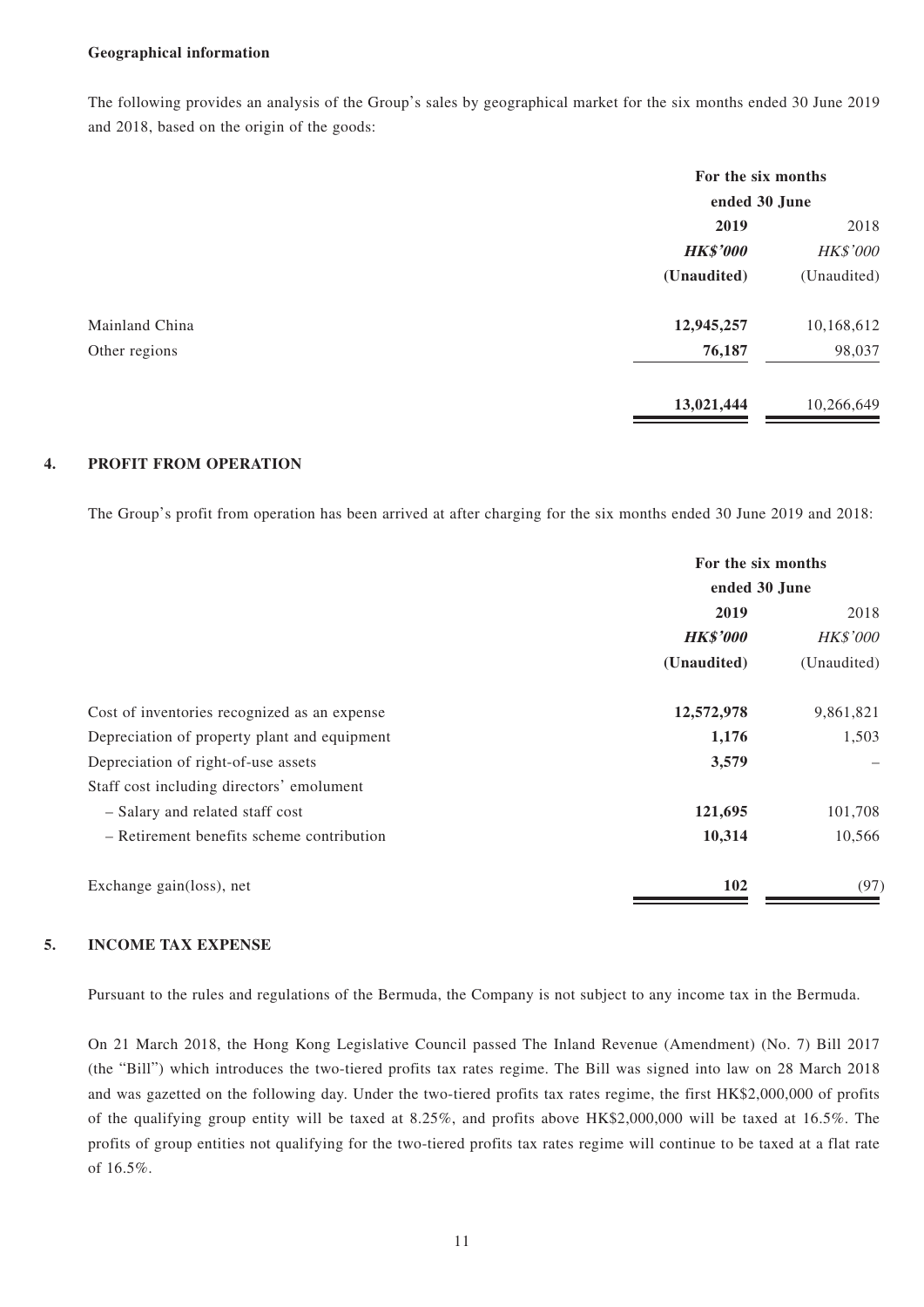**Geographical information**

The following provides an analysis of the Group's sales by geographical market for the six months ended 30 June 2019 and 2018, based on the origin of the goods:

| | For the six months ended 30 June | |
|---|---|---|
| | **2019** | 2018 |
| | ***HK$'000*** | *HK$'000* |
| | **(Unaudited)** | (Unaudited) |
| Mainland China | **12,945,257** | 10,168,612 |
| Other regions | **76,187** | 98,037 |
| | **13,021,444** | 10,266,649 |

## 4. PROFIT FROM OPERATION

The Group's profit from operation has been arrived at after charging for the six months ended 30 June 2019 and 2018:

| | For the six months ended 30 June | |
|---|---|---|
| | **2019** | 2018 |
| | ***HK$'000*** | *HK$'000* |
| | **(Unaudited)** | (Unaudited) |
| Cost of inventories recognized as an expense | **12,572,978** | 9,861,821 |
| Depreciation of property plant and equipment | **1,176** | 1,503 |
| Depreciation of right-of-use assets | **3,579** | – |
| Staff cost including directors' emolument | | |
| – Salary and related staff cost | **121,695** | 101,708 |
| – Retirement benefits scheme contribution | **10,314** | 10,566 |
| Exchange gain(loss), net | **102** | (97) |

## 5. INCOME TAX EXPENSE

Pursuant to the rules and regulations of the Bermuda, the Company is not subject to any income tax in the Bermuda.

On 21 March 2018, the Hong Kong Legislative Council passed The Inland Revenue (Amendment) (No. 7) Bill 2017 (the "Bill") which introduces the two-tiered profits tax rates regime. The Bill was signed into law on 28 March 2018 and was gazetted on the following day. Under the two-tiered profits tax rates regime, the first HK$2,000,000 of profits of the qualifying group entity will be taxed at 8.25%, and profits above HK$2,000,000 will be taxed at 16.5%. The profits of group entities not qualifying for the two-tiered profits tax rates regime will continue to be taxed at a flat rate of 16.5%.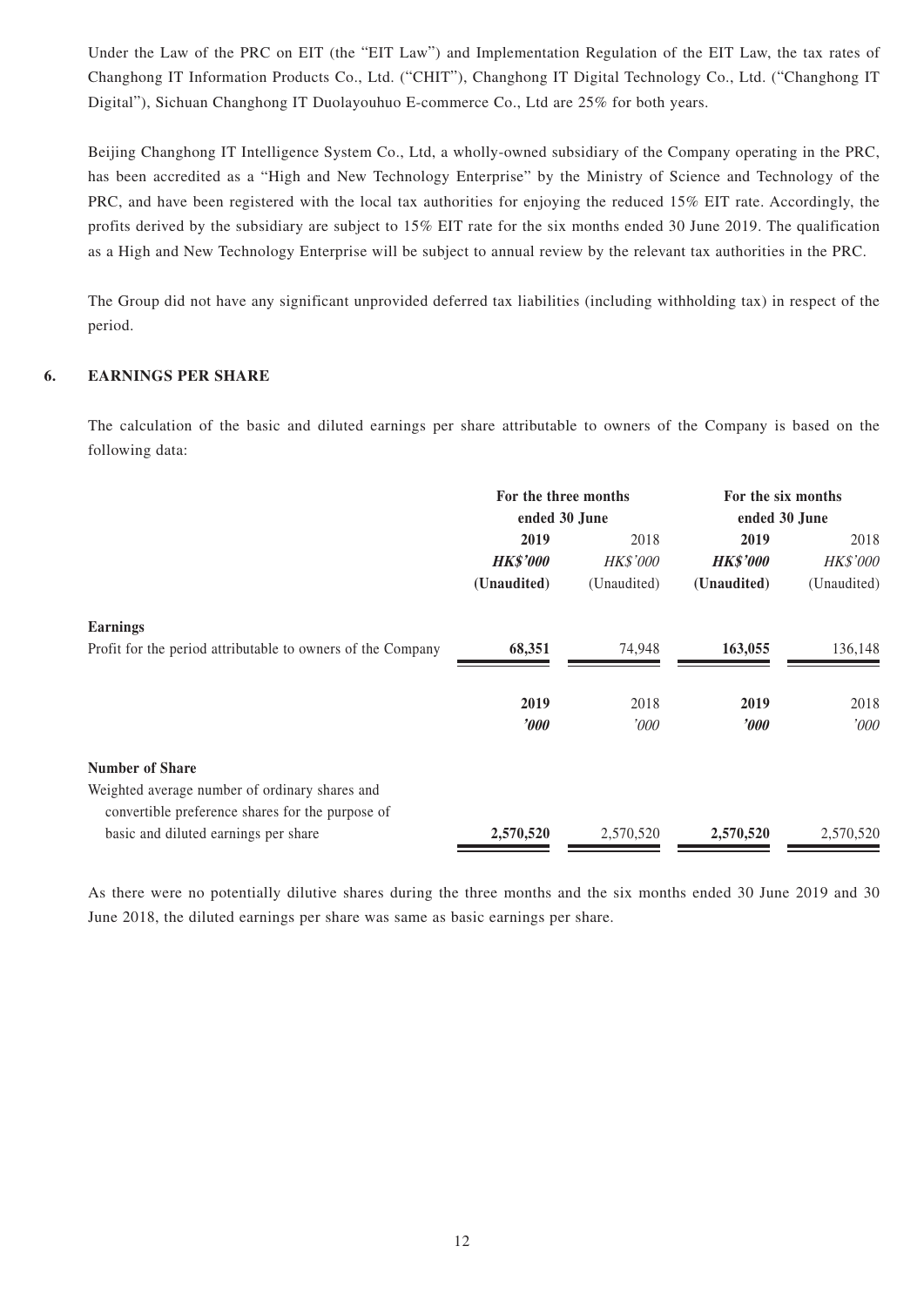Under the Law of the PRC on EIT (the "EIT Law") and Implementation Regulation of the EIT Law, the tax rates of Changhong IT Information Products Co., Ltd. ("CHIT"), Changhong IT Digital Technology Co., Ltd. ("Changhong IT Digital"), Sichuan Changhong IT Duolayouhuo E-commerce Co., Ltd are 25% for both years.

Beijing Changhong IT Intelligence System Co., Ltd, a wholly-owned subsidiary of the Company operating in the PRC, has been accredited as a "High and New Technology Enterprise" by the Ministry of Science and Technology of the PRC, and have been registered with the local tax authorities for enjoying the reduced 15% EIT rate. Accordingly, the profits derived by the subsidiary are subject to 15% EIT rate for the six months ended 30 June 2019. The qualification as a High and New Technology Enterprise will be subject to annual review by the relevant tax authorities in the PRC.

The Group did not have any significant unprovided deferred tax liabilities (including withholding tax) in respect of the period.

## 6. EARNINGS PER SHARE

The calculation of the basic and diluted earnings per share attributable to owners of the Company is based on the following data:

| | For the three months ended 30 June | | For the six months ended 30 June | |
|---|---|---|---|---|
| | **2019** | 2018 | **2019** | 2018 |
| | ***HK$'000*** | *HK$'000* | ***HK$'000*** | *HK$'000* |
| | **(Unaudited)** | (Unaudited) | **(Unaudited)** | (Unaudited) |
| **Earnings** | | | | |
| Profit for the period attributable to owners of the Company | **68,351** | 74,948 | **163,055** | 136,148 |
| | **2019** | 2018 | **2019** | 2018 |
| | ***'000*** | *'000* | ***'000*** | *'000* |
| **Number of Share** | | | | |
| Weighted average number of ordinary shares and convertible preference shares for the purpose of basic and diluted earnings per share | **2,570,520** | 2,570,520 | **2,570,520** | 2,570,520 |

As there were no potentially dilutive shares during the three months and the six months ended 30 June 2019 and 30 June 2018, the diluted earnings per share was same as basic earnings per share.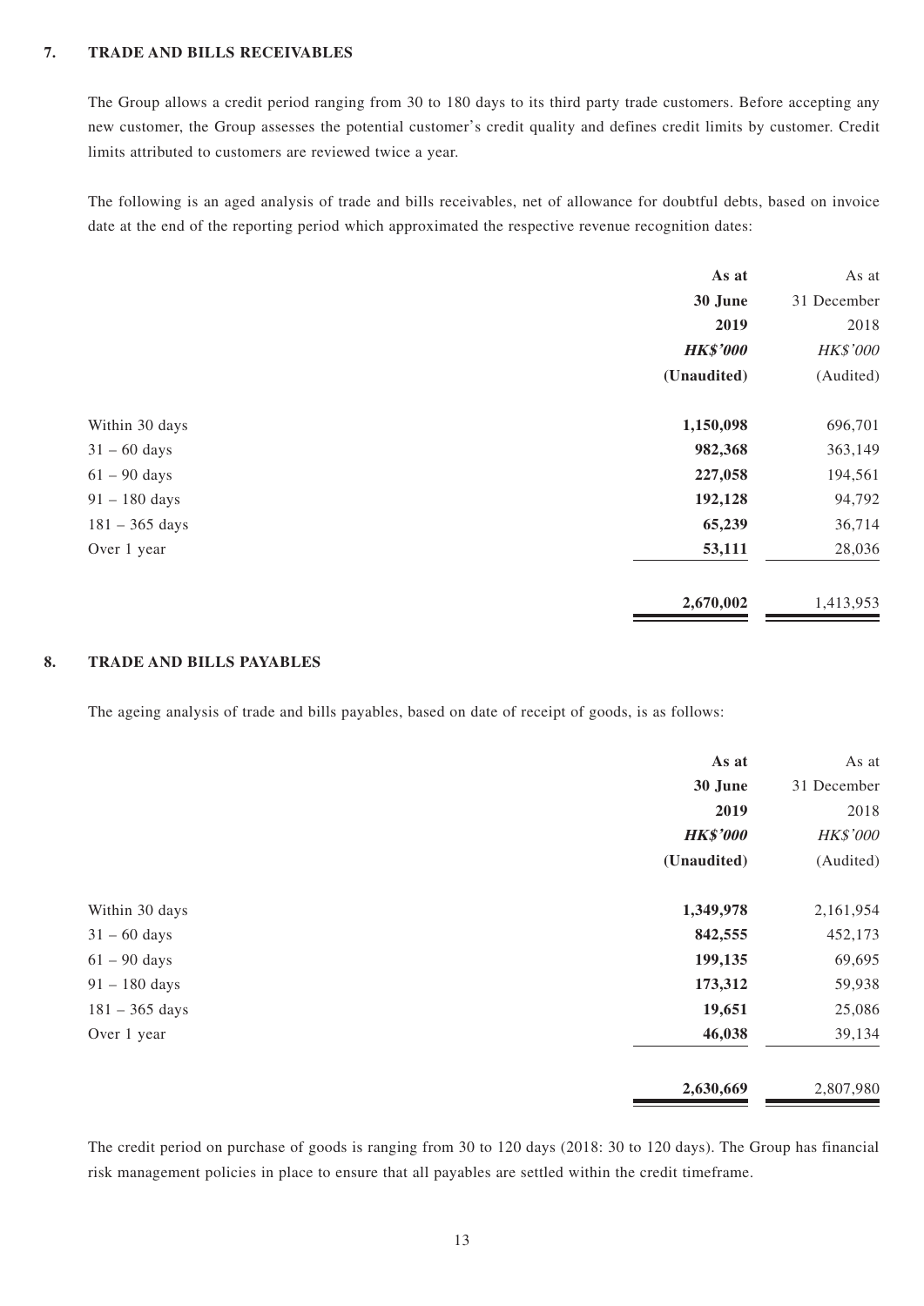## 7. TRADE AND BILLS RECEIVABLES

The Group allows a credit period ranging from 30 to 180 days to its third party trade customers. Before accepting any new customer, the Group assesses the potential customer's credit quality and defines credit limits by customer. Credit limits attributed to customers are reviewed twice a year.

The following is an aged analysis of trade and bills receivables, net of allowance for doubtful debts, based on invoice date at the end of the reporting period which approximated the respective revenue recognition dates:

| | **As at 30 June 2019** | As at 31 December 2018 |
|---|---|---|
| | ***HK$'000*** | *HK$'000* |
| | **(Unaudited)** | (Audited) |
| Within 30 days | **1,150,098** | 696,701 |
| 31 – 60 days | **982,368** | 363,149 |
| 61 – 90 days | **227,058** | 194,561 |
| 91 – 180 days | **192,128** | 94,792 |
| 181 – 365 days | **65,239** | 36,714 |
| Over 1 year | **53,111** | 28,036 |
| | **2,670,002** | 1,413,953 |

## 8. TRADE AND BILLS PAYABLES

The ageing analysis of trade and bills payables, based on date of receipt of goods, is as follows:

| | **As at 30 June 2019** | As at 31 December 2018 |
|---|---|---|
| | ***HK$'000*** | *HK$'000* |
| | **(Unaudited)** | (Audited) |
| Within 30 days | **1,349,978** | 2,161,954 |
| 31 – 60 days | **842,555** | 452,173 |
| 61 – 90 days | **199,135** | 69,695 |
| 91 – 180 days | **173,312** | 59,938 |
| 181 – 365 days | **19,651** | 25,086 |
| Over 1 year | **46,038** | 39,134 |
| | **2,630,669** | 2,807,980 |

The credit period on purchase of goods is ranging from 30 to 120 days (2018: 30 to 120 days). The Group has financial risk management policies in place to ensure that all payables are settled within the credit timeframe.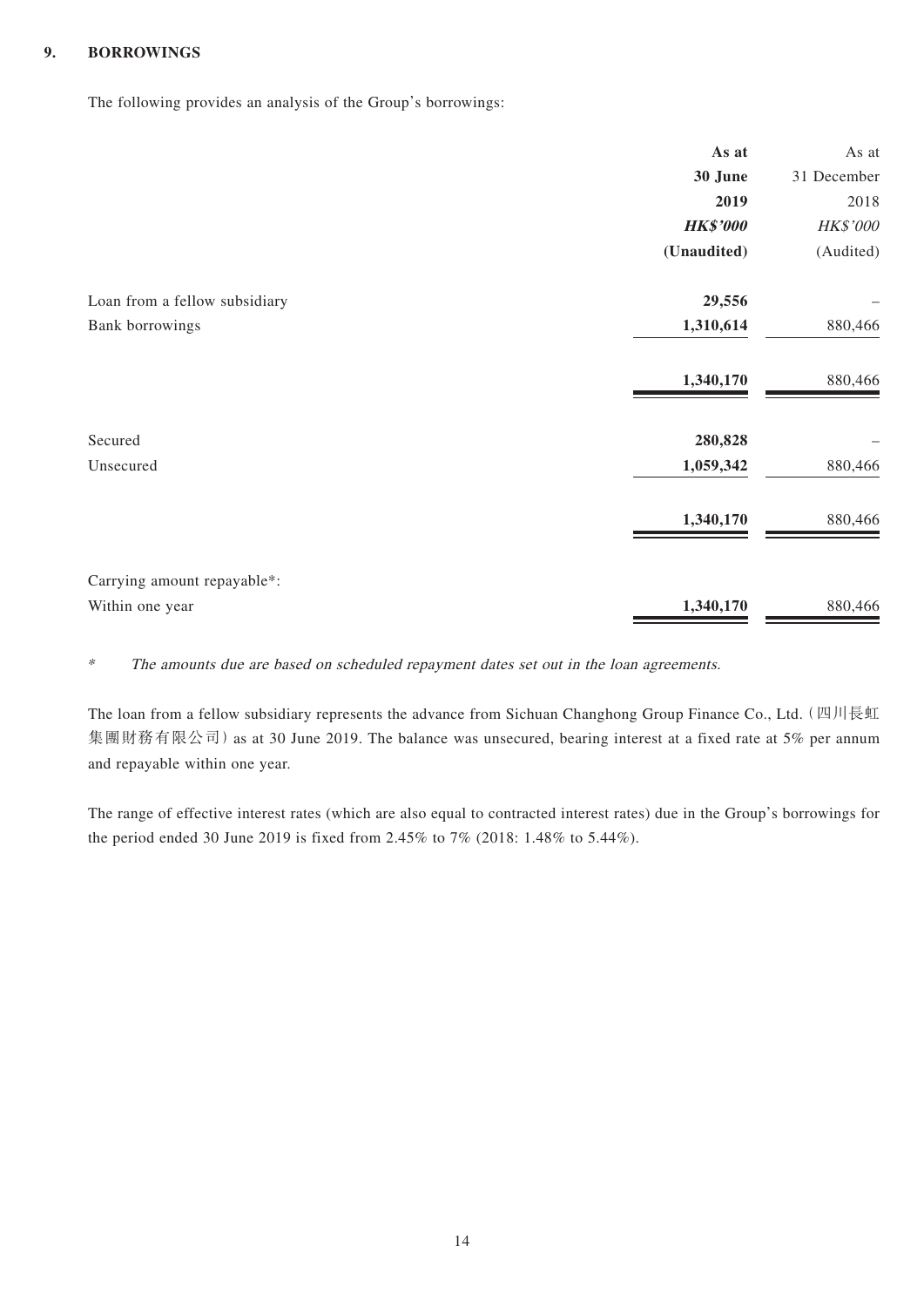### 9. BORROWINGS

The following provides an analysis of the Group's borrowings:

| | As at 30 June 2019 HK$'000 (Unaudited) | As at 31 December 2018 HK$'000 (Audited) |
|---|---|---|
| Loan from a fellow subsidiary | **29,556** | – |
| Bank borrowings | **1,310,614** | 880,466 |
| | **1,340,170** | 880,466 |
| Secured | **280,828** | – |
| Unsecured | **1,059,342** | 880,466 |
| | **1,340,170** | 880,466 |
| Carrying amount repayable*: | | |
| Within one year | **1,340,170** | 880,466 |

\* *The amounts due are based on scheduled repayment dates set out in the loan agreements.*

The loan from a fellow subsidiary represents the advance from Sichuan Changhong Group Finance Co., Ltd.（四川長虹集團財務有限公司）as at 30 June 2019. The balance was unsecured, bearing interest at a fixed rate at 5% per annum and repayable within one year.

The range of effective interest rates (which are also equal to contracted interest rates) due in the Group's borrowings for the period ended 30 June 2019 is fixed from 2.45% to 7% (2018: 1.48% to 5.44%).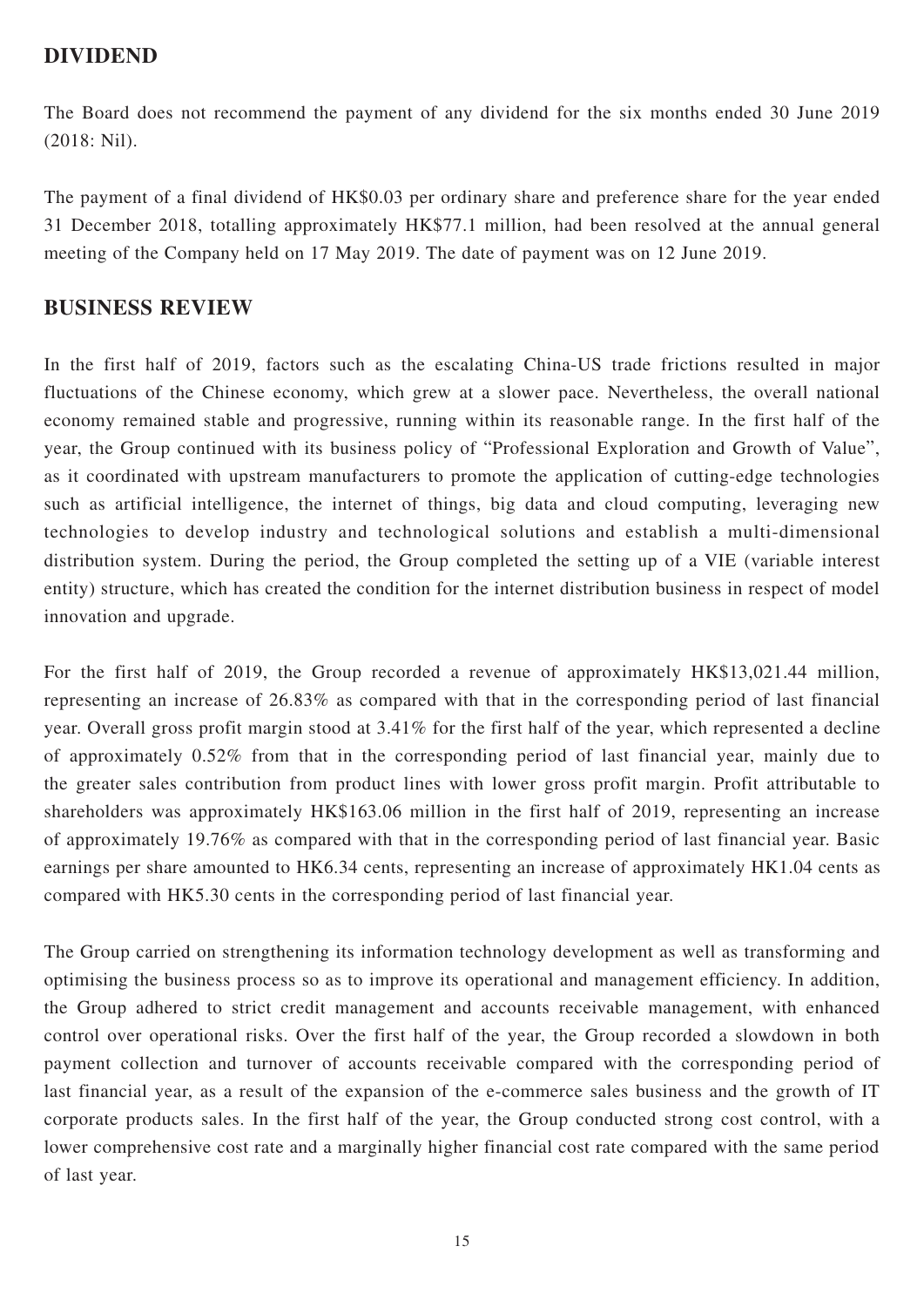## DIVIDEND

The Board does not recommend the payment of any dividend for the six months ended 30 June 2019 (2018: Nil).

The payment of a final dividend of HK$0.03 per ordinary share and preference share for the year ended 31 December 2018, totalling approximately HK$77.1 million, had been resolved at the annual general meeting of the Company held on 17 May 2019. The date of payment was on 12 June 2019.

## BUSINESS REVIEW

In the first half of 2019, factors such as the escalating China-US trade frictions resulted in major fluctuations of the Chinese economy, which grew at a slower pace. Nevertheless, the overall national economy remained stable and progressive, running within its reasonable range. In the first half of the year, the Group continued with its business policy of "Professional Exploration and Growth of Value", as it coordinated with upstream manufacturers to promote the application of cutting-edge technologies such as artificial intelligence, the internet of things, big data and cloud computing, leveraging new technologies to develop industry and technological solutions and establish a multi-dimensional distribution system. During the period, the Group completed the setting up of a VIE (variable interest entity) structure, which has created the condition for the internet distribution business in respect of model innovation and upgrade.

For the first half of 2019, the Group recorded a revenue of approximately HK$13,021.44 million, representing an increase of 26.83% as compared with that in the corresponding period of last financial year. Overall gross profit margin stood at 3.41% for the first half of the year, which represented a decline of approximately 0.52% from that in the corresponding period of last financial year, mainly due to the greater sales contribution from product lines with lower gross profit margin. Profit attributable to shareholders was approximately HK$163.06 million in the first half of 2019, representing an increase of approximately 19.76% as compared with that in the corresponding period of last financial year. Basic earnings per share amounted to HK6.34 cents, representing an increase of approximately HK1.04 cents as compared with HK5.30 cents in the corresponding period of last financial year.

The Group carried on strengthening its information technology development as well as transforming and optimising the business process so as to improve its operational and management efficiency. In addition, the Group adhered to strict credit management and accounts receivable management, with enhanced control over operational risks. Over the first half of the year, the Group recorded a slowdown in both payment collection and turnover of accounts receivable compared with the corresponding period of last financial year, as a result of the expansion of the e-commerce sales business and the growth of IT corporate products sales. In the first half of the year, the Group conducted strong cost control, with a lower comprehensive cost rate and a marginally higher financial cost rate compared with the same period of last year.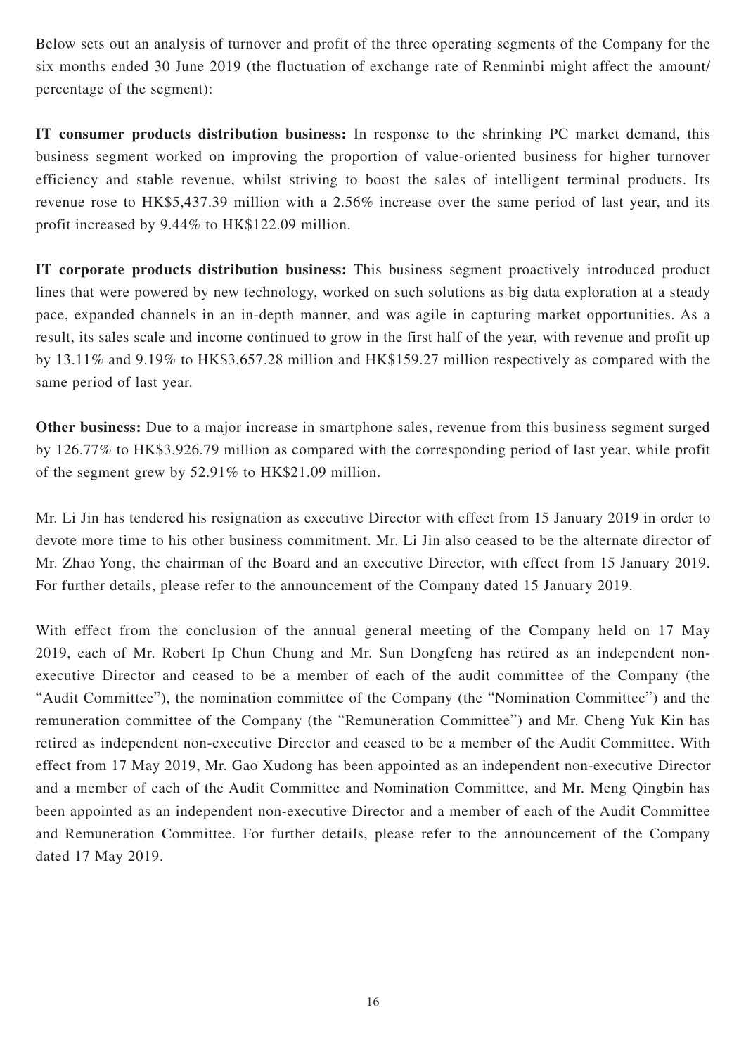Below sets out an analysis of turnover and profit of the three operating segments of the Company for the six months ended 30 June 2019 (the fluctuation of exchange rate of Renminbi might affect the amount/ percentage of the segment):

**IT consumer products distribution business:** In response to the shrinking PC market demand, this business segment worked on improving the proportion of value-oriented business for higher turnover efficiency and stable revenue, whilst striving to boost the sales of intelligent terminal products. Its revenue rose to HK$5,437.39 million with a 2.56% increase over the same period of last year, and its profit increased by 9.44% to HK$122.09 million.

**IT corporate products distribution business:** This business segment proactively introduced product lines that were powered by new technology, worked on such solutions as big data exploration at a steady pace, expanded channels in an in-depth manner, and was agile in capturing market opportunities. As a result, its sales scale and income continued to grow in the first half of the year, with revenue and profit up by 13.11% and 9.19% to HK$3,657.28 million and HK$159.27 million respectively as compared with the same period of last year.

**Other business:** Due to a major increase in smartphone sales, revenue from this business segment surged by 126.77% to HK$3,926.79 million as compared with the corresponding period of last year, while profit of the segment grew by 52.91% to HK$21.09 million.

Mr. Li Jin has tendered his resignation as executive Director with effect from 15 January 2019 in order to devote more time to his other business commitment. Mr. Li Jin also ceased to be the alternate director of Mr. Zhao Yong, the chairman of the Board and an executive Director, with effect from 15 January 2019. For further details, please refer to the announcement of the Company dated 15 January 2019.

With effect from the conclusion of the annual general meeting of the Company held on 17 May 2019, each of Mr. Robert Ip Chun Chung and Mr. Sun Dongfeng has retired as an independent non-executive Director and ceased to be a member of each of the audit committee of the Company (the "Audit Committee"), the nomination committee of the Company (the "Nomination Committee") and the remuneration committee of the Company (the "Remuneration Committee") and Mr. Cheng Yuk Kin has retired as independent non-executive Director and ceased to be a member of the Audit Committee. With effect from 17 May 2019, Mr. Gao Xudong has been appointed as an independent non-executive Director and a member of each of the Audit Committee and Nomination Committee, and Mr. Meng Qingbin has been appointed as an independent non-executive Director and a member of each of the Audit Committee and Remuneration Committee. For further details, please refer to the announcement of the Company dated 17 May 2019.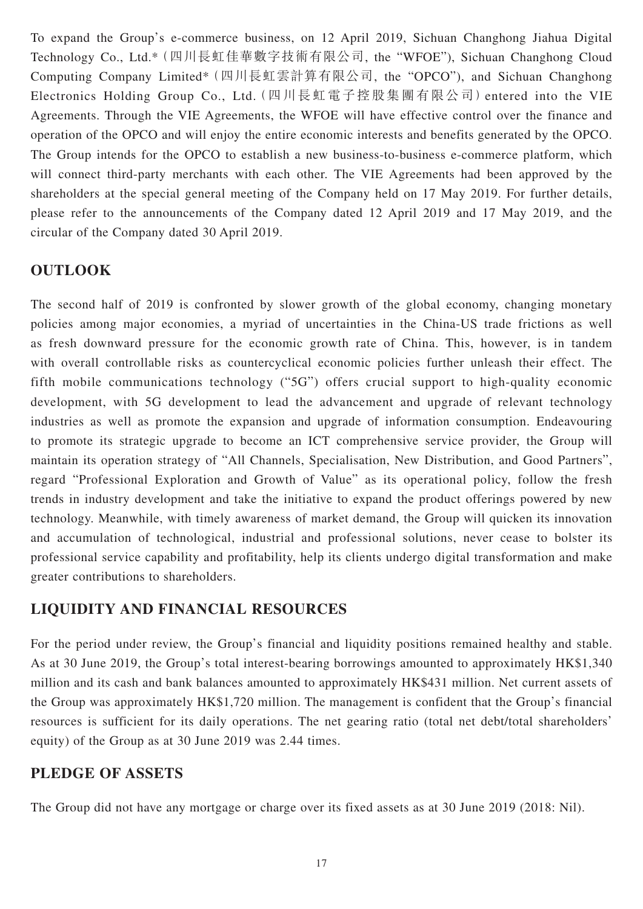To expand the Group's e-commerce business, on 12 April 2019, Sichuan Changhong Jiahua Digital Technology Co., Ltd.* (四川長虹佳華數字技術有限公司, the "WFOE"), Sichuan Changhong Cloud Computing Company Limited* (四川長虹雲計算有限公司, the "OPCO"), and Sichuan Changhong Electronics Holding Group Co., Ltd. (四川長虹電子控股集團有限公司) entered into the VIE Agreements. Through the VIE Agreements, the WFOE will have effective control over the finance and operation of the OPCO and will enjoy the entire economic interests and benefits generated by the OPCO. The Group intends for the OPCO to establish a new business-to-business e-commerce platform, which will connect third-party merchants with each other. The VIE Agreements had been approved by the shareholders at the special general meeting of the Company held on 17 May 2019. For further details, please refer to the announcements of the Company dated 12 April 2019 and 17 May 2019, and the circular of the Company dated 30 April 2019.

## OUTLOOK

The second half of 2019 is confronted by slower growth of the global economy, changing monetary policies among major economies, a myriad of uncertainties in the China-US trade frictions as well as fresh downward pressure for the economic growth rate of China. This, however, is in tandem with overall controllable risks as countercyclical economic policies further unleash their effect. The fifth mobile communications technology ("5G") offers crucial support to high-quality economic development, with 5G development to lead the advancement and upgrade of relevant technology industries as well as promote the expansion and upgrade of information consumption. Endeavouring to promote its strategic upgrade to become an ICT comprehensive service provider, the Group will maintain its operation strategy of "All Channels, Specialisation, New Distribution, and Good Partners", regard "Professional Exploration and Growth of Value" as its operational policy, follow the fresh trends in industry development and take the initiative to expand the product offerings powered by new technology. Meanwhile, with timely awareness of market demand, the Group will quicken its innovation and accumulation of technological, industrial and professional solutions, never cease to bolster its professional service capability and profitability, help its clients undergo digital transformation and make greater contributions to shareholders.

## LIQUIDITY AND FINANCIAL RESOURCES

For the period under review, the Group's financial and liquidity positions remained healthy and stable. As at 30 June 2019, the Group's total interest-bearing borrowings amounted to approximately HK$1,340 million and its cash and bank balances amounted to approximately HK$431 million. Net current assets of the Group was approximately HK$1,720 million. The management is confident that the Group's financial resources is sufficient for its daily operations. The net gearing ratio (total net debt/total shareholders' equity) of the Group as at 30 June 2019 was 2.44 times.

## PLEDGE OF ASSETS

The Group did not have any mortgage or charge over its fixed assets as at 30 June 2019 (2018: Nil).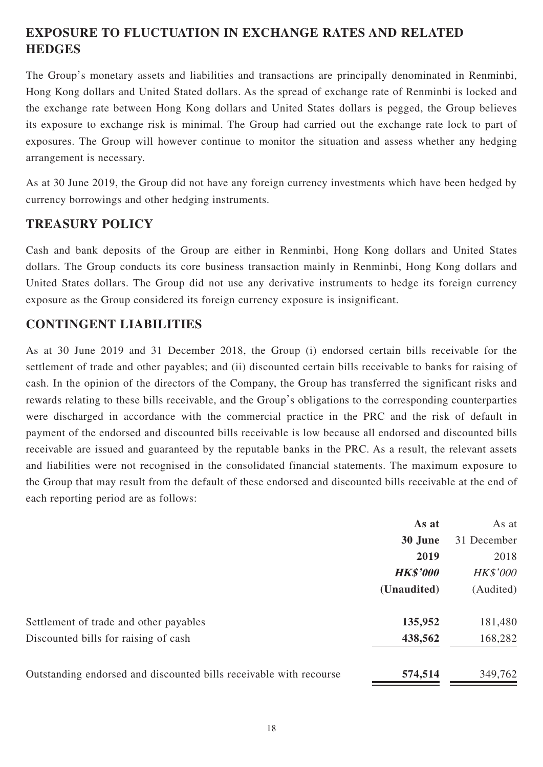## EXPOSURE TO FLUCTUATION IN EXCHANGE RATES AND RELATED HEDGES

The Group's monetary assets and liabilities and transactions are principally denominated in Renminbi, Hong Kong dollars and United Stated dollars. As the spread of exchange rate of Renminbi is locked and the exchange rate between Hong Kong dollars and United States dollars is pegged, the Group believes its exposure to exchange risk is minimal. The Group had carried out the exchange rate lock to part of exposures. The Group will however continue to monitor the situation and assess whether any hedging arrangement is necessary.

As at 30 June 2019, the Group did not have any foreign currency investments which have been hedged by currency borrowings and other hedging instruments.

## TREASURY POLICY

Cash and bank deposits of the Group are either in Renminbi, Hong Kong dollars and United States dollars. The Group conducts its core business transaction mainly in Renminbi, Hong Kong dollars and United States dollars. The Group did not use any derivative instruments to hedge its foreign currency exposure as the Group considered its foreign currency exposure is insignificant.

## CONTINGENT LIABILITIES

As at 30 June 2019 and 31 December 2018, the Group (i) endorsed certain bills receivable for the settlement of trade and other payables; and (ii) discounted certain bills receivable to banks for raising of cash. In the opinion of the directors of the Company, the Group has transferred the significant risks and rewards relating to these bills receivable, and the Group's obligations to the corresponding counterparties were discharged in accordance with the commercial practice in the PRC and the risk of default in payment of the endorsed and discounted bills receivable is low because all endorsed and discounted bills receivable are issued and guaranteed by the reputable banks in the PRC. As a result, the relevant assets and liabilities were not recognised in the consolidated financial statements. The maximum exposure to the Group that may result from the default of these endorsed and discounted bills receivable at the end of each reporting period are as follows:

| | **As at 30 June 2019** | As at 31 December 2018 |
|---|---|---|
| | ***HK$'000*** | *HK$'000* |
| | **(Unaudited)** | (Audited) |
| Settlement of trade and other payables | **135,952** | 181,480 |
| Discounted bills for raising of cash | **438,562** | 168,282 |
| Outstanding endorsed and discounted bills receivable with recourse | **574,514** | 349,762 |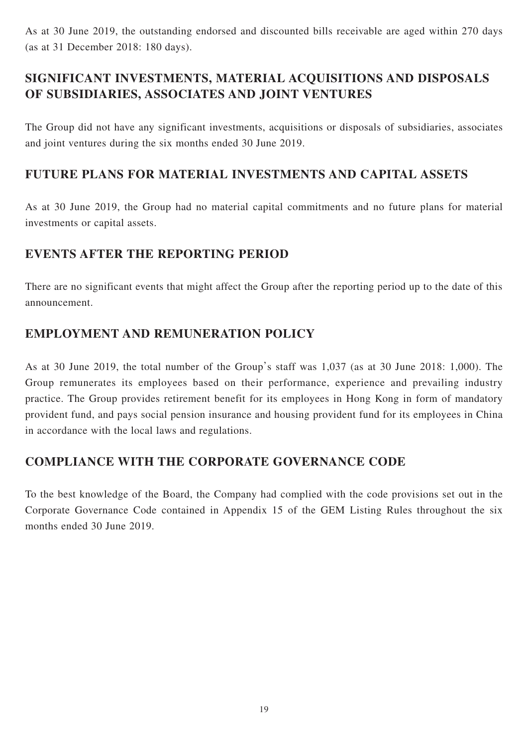As at 30 June 2019, the outstanding endorsed and discounted bills receivable are aged within 270 days (as at 31 December 2018: 180 days).

## SIGNIFICANT INVESTMENTS, MATERIAL ACQUISITIONS AND DISPOSALS OF SUBSIDIARIES, ASSOCIATES AND JOINT VENTURES

The Group did not have any significant investments, acquisitions or disposals of subsidiaries, associates and joint ventures during the six months ended 30 June 2019.

## FUTURE PLANS FOR MATERIAL INVESTMENTS AND CAPITAL ASSETS

As at 30 June 2019, the Group had no material capital commitments and no future plans for material investments or capital assets.

## EVENTS AFTER THE REPORTING PERIOD

There are no significant events that might affect the Group after the reporting period up to the date of this announcement.

## EMPLOYMENT AND REMUNERATION POLICY

As at 30 June 2019, the total number of the Group's staff was 1,037 (as at 30 June 2018: 1,000). The Group remunerates its employees based on their performance, experience and prevailing industry practice. The Group provides retirement benefit for its employees in Hong Kong in form of mandatory provident fund, and pays social pension insurance and housing provident fund for its employees in China in accordance with the local laws and regulations.

## COMPLIANCE WITH THE CORPORATE GOVERNANCE CODE

To the best knowledge of the Board, the Company had complied with the code provisions set out in the Corporate Governance Code contained in Appendix 15 of the GEM Listing Rules throughout the six months ended 30 June 2019.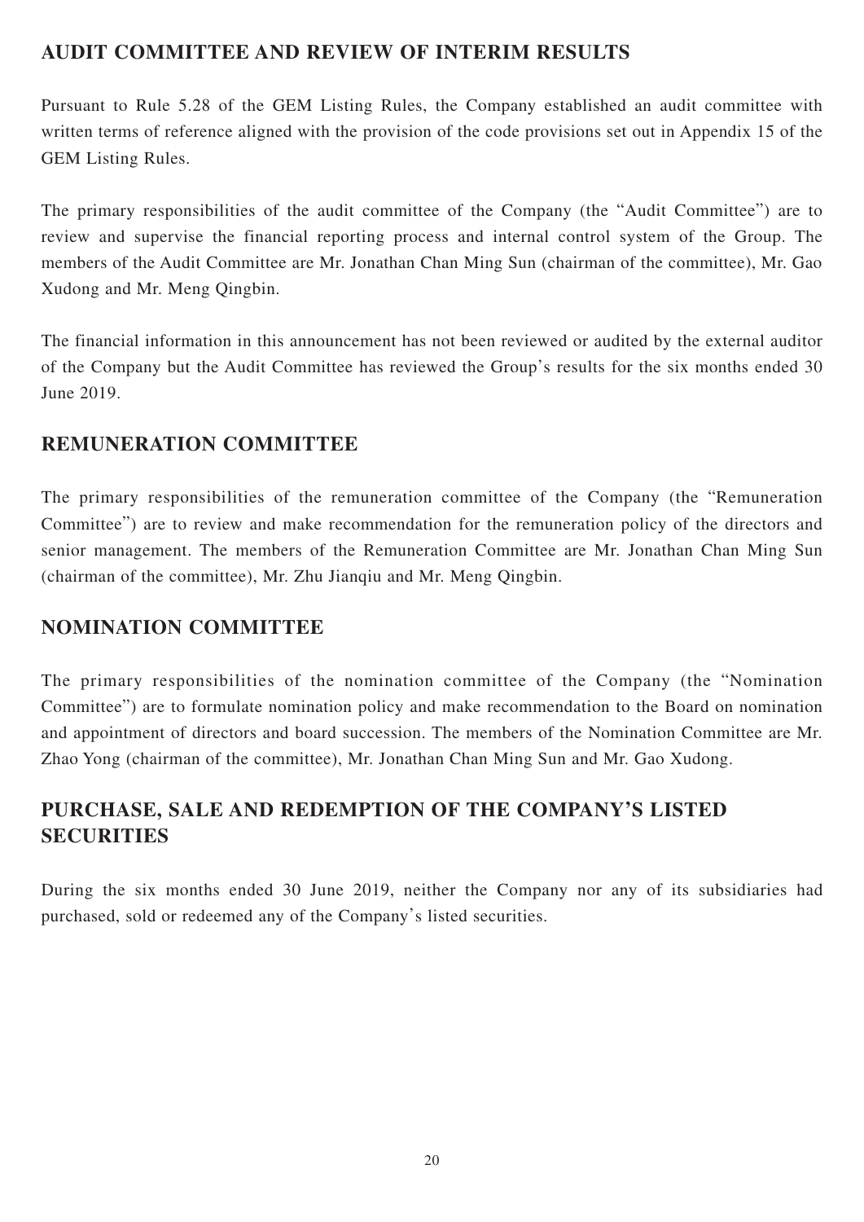## AUDIT COMMITTEE AND REVIEW OF INTERIM RESULTS

Pursuant to Rule 5.28 of the GEM Listing Rules, the Company established an audit committee with written terms of reference aligned with the provision of the code provisions set out in Appendix 15 of the GEM Listing Rules.

The primary responsibilities of the audit committee of the Company (the "Audit Committee") are to review and supervise the financial reporting process and internal control system of the Group. The members of the Audit Committee are Mr. Jonathan Chan Ming Sun (chairman of the committee), Mr. Gao Xudong and Mr. Meng Qingbin.

The financial information in this announcement has not been reviewed or audited by the external auditor of the Company but the Audit Committee has reviewed the Group's results for the six months ended 30 June 2019.

## REMUNERATION COMMITTEE

The primary responsibilities of the remuneration committee of the Company (the "Remuneration Committee") are to review and make recommendation for the remuneration policy of the directors and senior management. The members of the Remuneration Committee are Mr. Jonathan Chan Ming Sun (chairman of the committee), Mr. Zhu Jianqiu and Mr. Meng Qingbin.

## NOMINATION COMMITTEE

The primary responsibilities of the nomination committee of the Company (the "Nomination Committee") are to formulate nomination policy and make recommendation to the Board on nomination and appointment of directors and board succession. The members of the Nomination Committee are Mr. Zhao Yong (chairman of the committee), Mr. Jonathan Chan Ming Sun and Mr. Gao Xudong.

## PURCHASE, SALE AND REDEMPTION OF THE COMPANY'S LISTED SECURITIES

During the six months ended 30 June 2019, neither the Company nor any of its subsidiaries had purchased, sold or redeemed any of the Company's listed securities.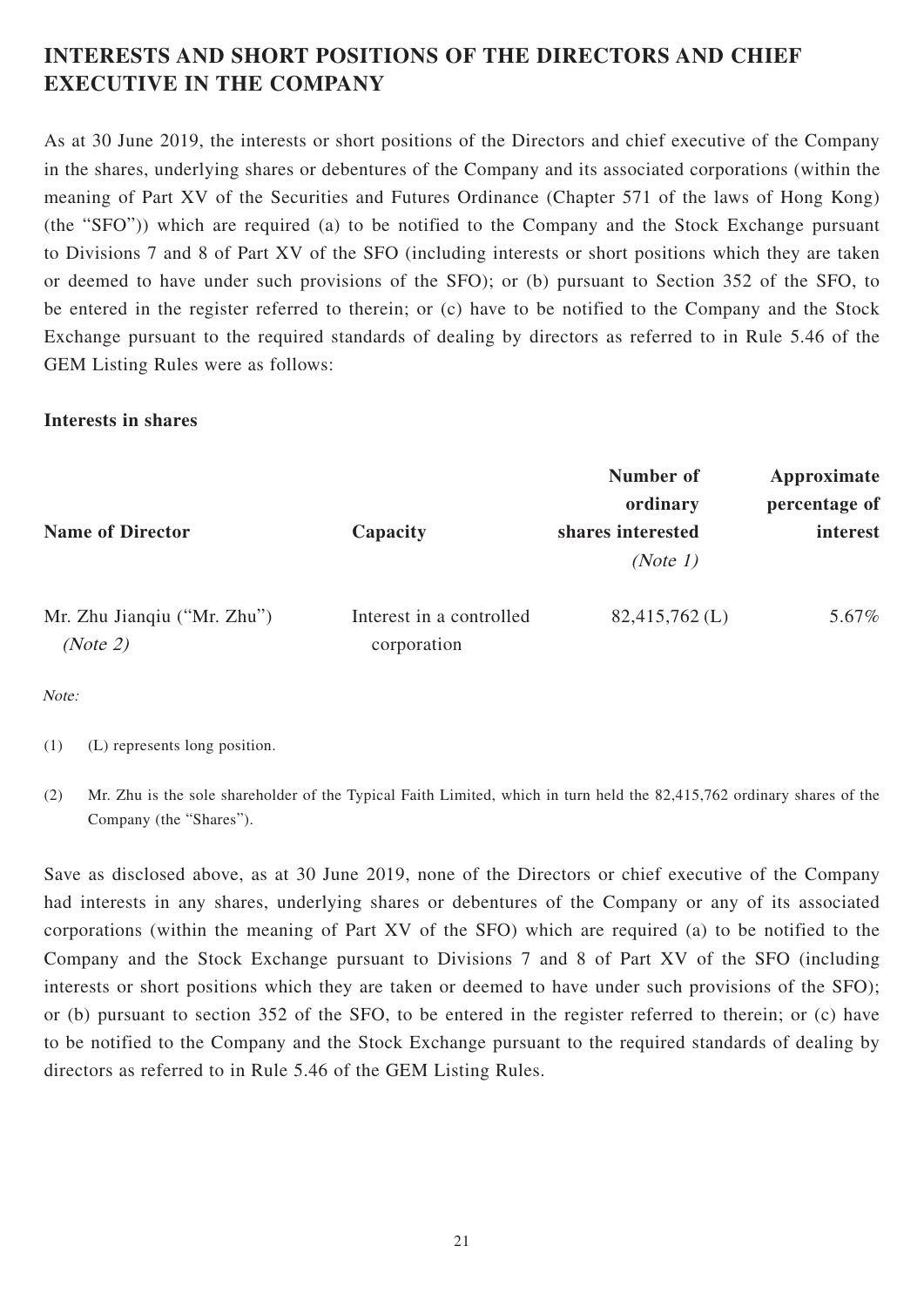## INTERESTS AND SHORT POSITIONS OF THE DIRECTORS AND CHIEF EXECUTIVE IN THE COMPANY

As at 30 June 2019, the interests or short positions of the Directors and chief executive of the Company in the shares, underlying shares or debentures of the Company and its associated corporations (within the meaning of Part XV of the Securities and Futures Ordinance (Chapter 571 of the laws of Hong Kong) (the "SFO")) which are required (a) to be notified to the Company and the Stock Exchange pursuant to Divisions 7 and 8 of Part XV of the SFO (including interests or short positions which they are taken or deemed to have under such provisions of the SFO); or (b) pursuant to Section 352 of the SFO, to be entered in the register referred to therein; or (c) have to be notified to the Company and the Stock Exchange pursuant to the required standards of dealing by directors as referred to in Rule 5.46 of the GEM Listing Rules were as follows:

**Interests in shares**

| Name of Director | Capacity | Number of ordinary shares interested *(Note 1)* | Approximate percentage of interest |
|---|---|---|---|
| Mr. Zhu Jianqiu ("Mr. Zhu") *(Note 2)* | Interest in a controlled corporation | 82,415,762 (L) | 5.67% |

*Note:*

(1) (L) represents long position.

(2) Mr. Zhu is the sole shareholder of the Typical Faith Limited, which in turn held the 82,415,762 ordinary shares of the Company (the "Shares").

Save as disclosed above, as at 30 June 2019, none of the Directors or chief executive of the Company had interests in any shares, underlying shares or debentures of the Company or any of its associated corporations (within the meaning of Part XV of the SFO) which are required (a) to be notified to the Company and the Stock Exchange pursuant to Divisions 7 and 8 of Part XV of the SFO (including interests or short positions which they are taken or deemed to have under such provisions of the SFO); or (b) pursuant to section 352 of the SFO, to be entered in the register referred to therein; or (c) have to be notified to the Company and the Stock Exchange pursuant to the required standards of dealing by directors as referred to in Rule 5.46 of the GEM Listing Rules.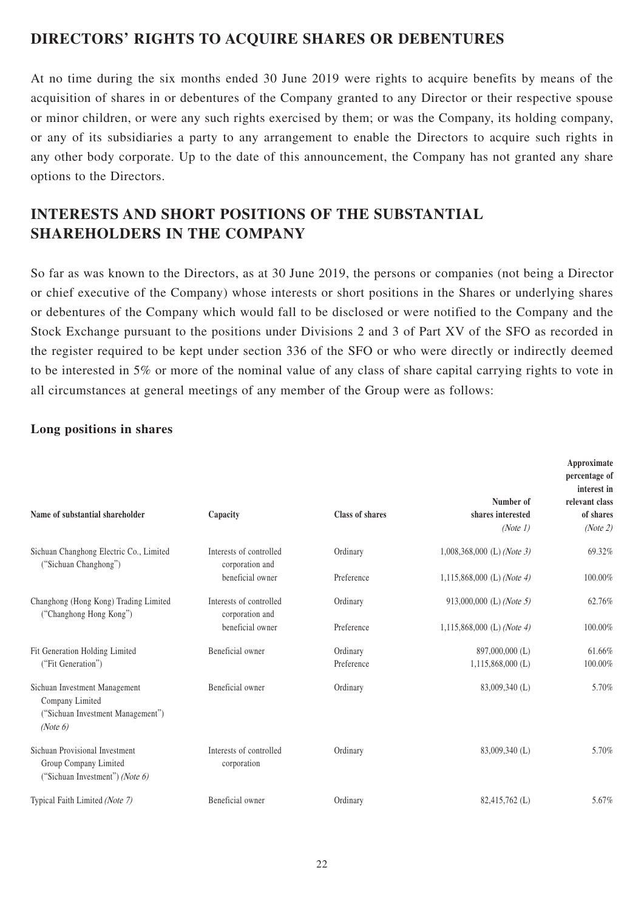## DIRECTORS' RIGHTS TO ACQUIRE SHARES OR DEBENTURES

At no time during the six months ended 30 June 2019 were rights to acquire benefits by means of the acquisition of shares in or debentures of the Company granted to any Director or their respective spouse or minor children, or were any such rights exercised by them; or was the Company, its holding company, or any of its subsidiaries a party to any arrangement to enable the Directors to acquire such rights in any other body corporate. Up to the date of this announcement, the Company has not granted any share options to the Directors.

## INTERESTS AND SHORT POSITIONS OF THE SUBSTANTIAL SHAREHOLDERS IN THE COMPANY

So far as was known to the Directors, as at 30 June 2019, the persons or companies (not being a Director or chief executive of the Company) whose interests or short positions in the Shares or underlying shares or debentures of the Company which would fall to be disclosed or were notified to the Company and the Stock Exchange pursuant to the positions under Divisions 2 and 3 of Part XV of the SFO as recorded in the register required to be kept under section 336 of the SFO or who were directly or indirectly deemed to be interested in 5% or more of the nominal value of any class of share capital carrying rights to vote in all circumstances at general meetings of any member of the Group were as follows:

**Long positions in shares**

| Name of substantial shareholder | Capacity | Class of shares | Number of shares interested *(Note 1)* | Approximate percentage of interest in relevant class of shares *(Note 2)* |
|---|---|---|---|---|
| Sichuan Changhong Electric Co., Limited ("Sichuan Changhong") | Interests of controlled corporation and beneficial owner | Ordinary | 1,008,368,000 (L) *(Note 3)* | 69.32% |
| | | Preference | 1,115,868,000 (L) *(Note 4)* | 100.00% |
| Changhong (Hong Kong) Trading Limited ("Changhong Hong Kong") | Interests of controlled corporation and beneficial owner | Ordinary | 913,000,000 (L) *(Note 5)* | 62.76% |
| | | Preference | 1,115,868,000 (L) *(Note 4)* | 100.00% |
| Fit Generation Holding Limited ("Fit Generation") | Beneficial owner | Ordinary | 897,000,000 (L) | 61.66% |
| | | Preference | 1,115,868,000 (L) | 100.00% |
| Sichuan Investment Management Company Limited ("Sichuan Investment Management") *(Note 6)* | Beneficial owner | Ordinary | 83,009,340 (L) | 5.70% |
| Sichuan Provisional Investment Group Company Limited ("Sichuan Investment") *(Note 6)* | Interests of controlled corporation | Ordinary | 83,009,340 (L) | 5.70% |
| Typical Faith Limited *(Note 7)* | Beneficial owner | Ordinary | 82,415,762 (L) | 5.67% |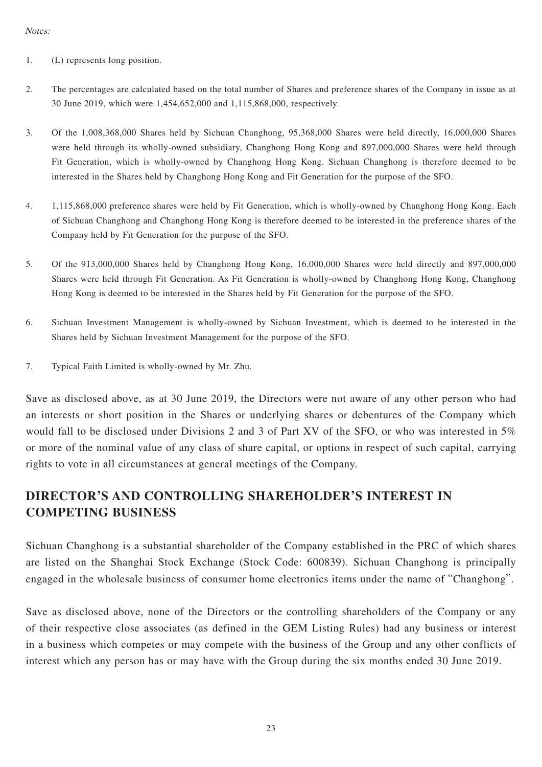*Notes:*

1. (L) represents long position.

2. The percentages are calculated based on the total number of Shares and preference shares of the Company in issue as at 30 June 2019, which were 1,454,652,000 and 1,115,868,000, respectively.

3. Of the 1,008,368,000 Shares held by Sichuan Changhong, 95,368,000 Shares were held directly, 16,000,000 Shares were held through its wholly-owned subsidiary, Changhong Hong Kong and 897,000,000 Shares were held through Fit Generation, which is wholly-owned by Changhong Hong Kong. Sichuan Changhong is therefore deemed to be interested in the Shares held by Changhong Hong Kong and Fit Generation for the purpose of the SFO.

4. 1,115,868,000 preference shares were held by Fit Generation, which is wholly-owned by Changhong Hong Kong. Each of Sichuan Changhong and Changhong Hong Kong is therefore deemed to be interested in the preference shares of the Company held by Fit Generation for the purpose of the SFO.

5. Of the 913,000,000 Shares held by Changhong Hong Kong, 16,000,000 Shares were held directly and 897,000,000 Shares were held through Fit Generation. As Fit Generation is wholly-owned by Changhong Hong Kong, Changhong Hong Kong is deemed to be interested in the Shares held by Fit Generation for the purpose of the SFO.

6. Sichuan Investment Management is wholly-owned by Sichuan Investment, which is deemed to be interested in the Shares held by Sichuan Investment Management for the purpose of the SFO.

7. Typical Faith Limited is wholly-owned by Mr. Zhu.

Save as disclosed above, as at 30 June 2019, the Directors were not aware of any other person who had an interests or short position in the Shares or underlying shares or debentures of the Company which would fall to be disclosed under Divisions 2 and 3 of Part XV of the SFO, or who was interested in 5% or more of the nominal value of any class of share capital, or options in respect of such capital, carrying rights to vote in all circumstances at general meetings of the Company.

## DIRECTOR'S AND CONTROLLING SHAREHOLDER'S INTEREST IN COMPETING BUSINESS

Sichuan Changhong is a substantial shareholder of the Company established in the PRC of which shares are listed on the Shanghai Stock Exchange (Stock Code: 600839). Sichuan Changhong is principally engaged in the wholesale business of consumer home electronics items under the name of "Changhong".

Save as disclosed above, none of the Directors or the controlling shareholders of the Company or any of their respective close associates (as defined in the GEM Listing Rules) had any business or interest in a business which competes or may compete with the business of the Group and any other conflicts of interest which any person has or may have with the Group during the six months ended 30 June 2019.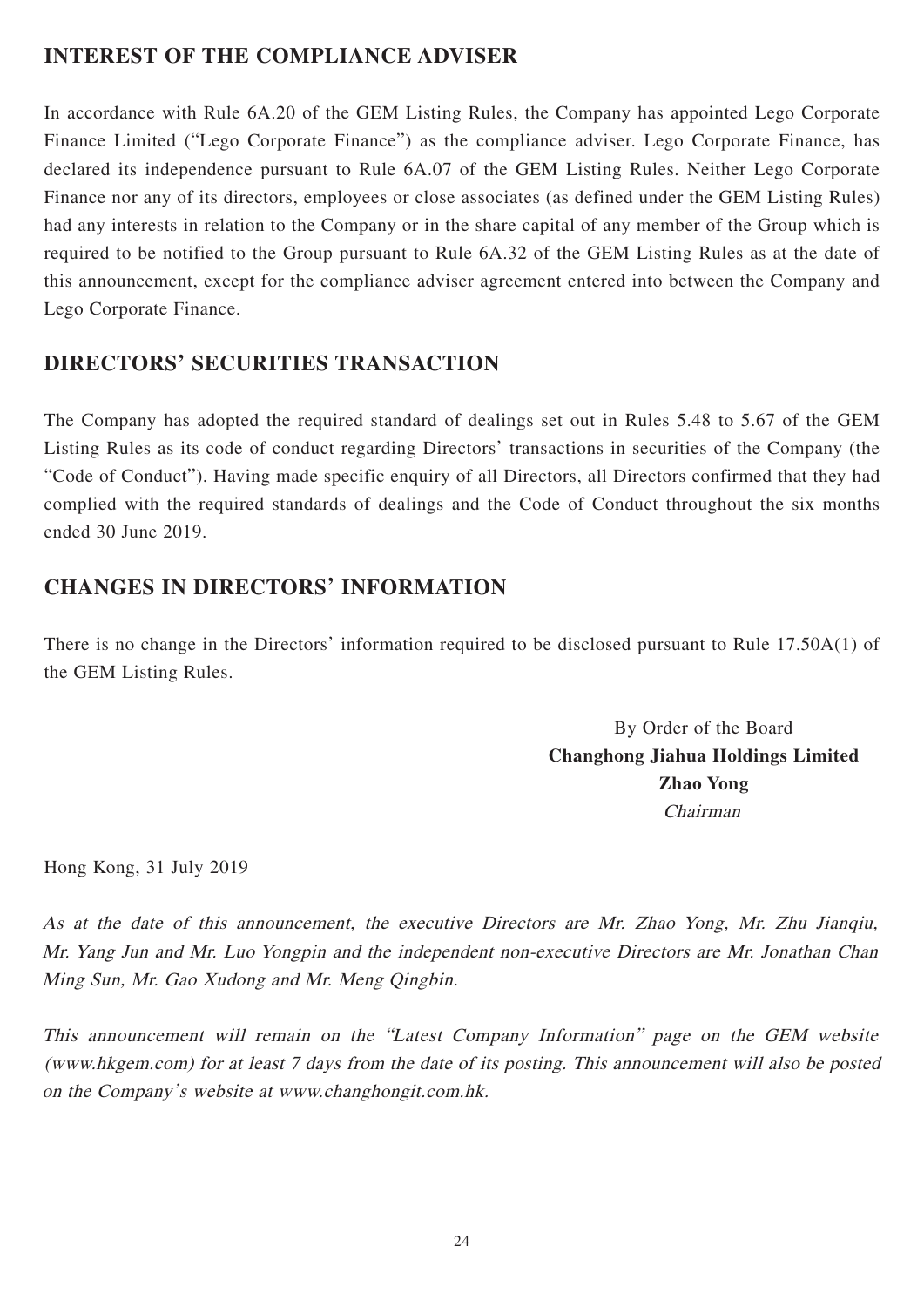## INTEREST OF THE COMPLIANCE ADVISER

In accordance with Rule 6A.20 of the GEM Listing Rules, the Company has appointed Lego Corporate Finance Limited ("Lego Corporate Finance") as the compliance adviser. Lego Corporate Finance, has declared its independence pursuant to Rule 6A.07 of the GEM Listing Rules. Neither Lego Corporate Finance nor any of its directors, employees or close associates (as defined under the GEM Listing Rules) had any interests in relation to the Company or in the share capital of any member of the Group which is required to be notified to the Group pursuant to Rule 6A.32 of the GEM Listing Rules as at the date of this announcement, except for the compliance adviser agreement entered into between the Company and Lego Corporate Finance.

## DIRECTORS' SECURITIES TRANSACTION

The Company has adopted the required standard of dealings set out in Rules 5.48 to 5.67 of the GEM Listing Rules as its code of conduct regarding Directors' transactions in securities of the Company (the "Code of Conduct"). Having made specific enquiry of all Directors, all Directors confirmed that they had complied with the required standards of dealings and the Code of Conduct throughout the six months ended 30 June 2019.

## CHANGES IN DIRECTORS' INFORMATION

There is no change in the Directors' information required to be disclosed pursuant to Rule 17.50A(1) of the GEM Listing Rules.

By Order of the Board
**Changhong Jiahua Holdings Limited**
**Zhao Yong**
*Chairman*

Hong Kong, 31 July 2019

*As at the date of this announcement, the executive Directors are Mr. Zhao Yong, Mr. Zhu Jianqiu, Mr. Yang Jun and Mr. Luo Yongpin and the independent non-executive Directors are Mr. Jonathan Chan Ming Sun, Mr. Gao Xudong and Mr. Meng Qingbin.*

*This announcement will remain on the "Latest Company Information" page on the GEM website (www.hkgem.com) for at least 7 days from the date of its posting. This announcement will also be posted on the Company's website at www.changhongit.com.hk.*